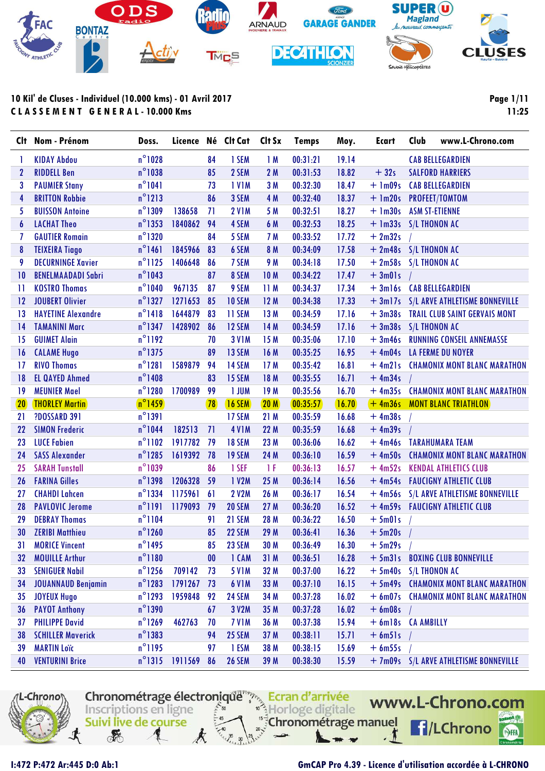**10 Kil' de Cluses - Individuel (10.000 kms) - 01 Avril 2017**

**CLASSEMENT GENERAL - 10.000 Kms**

11:25

| Clt | Nom - Prénom | Doss. | Licence | Né | Clt Cat | Clt Sx | Temps | Moy. | Ecart | Club www.L-Chrono.com |
|---|---|---|---|---|---|---|---|---|---|---|
| 1 | KIDAY Abdou | n°1028 | | 84 | 1 SEM | 1 M | 00:31:21 | 19.14 | | CAB BELLEGARDIEN |
| 2 | RIDDELL Ben | n°1038 | | 85 | 2 SEM | 2 M | 00:31:53 | 18.82 | + 32s | SALFORD HARRIERS |
| 3 | PAUMIER Stany | n°1041 | | 73 | 1 V1M | 3 M | 00:32:30 | 18.47 | + 1m09s | CAB BELLEGARDIEN |
| 4 | BRITTON Robbie | n°1213 | | 86 | 3 SEM | 4 M | 00:32:40 | 18.37 | + 1m20s | PROFEET/TOMTOM |
| 5 | BUISSON Antoine | n°1309 | 138658 | 71 | 2 V1M | 5 M | 00:32:51 | 18.27 | + 1m30s | ASM ST-ETIENNE |
| 6 | LACHAT Theo | n°1353 | 1840862 | 94 | 4 SEM | 6 M | 00:32:53 | 18.25 | + 1m33s | S/L THONON AC |
| 7 | GAUTIER Romain | n°1320 | | 84 | 5 SEM | 7 M | 00:33:52 | 17.72 | + 2m32s | / |
| 8 | TEIXEIRA Tiago | n°1461 | 1845966 | 83 | 6 SEM | 8 M | 00:34:09 | 17.58 | + 2m48s | S/L THONON AC |
| 9 | DECURNINGE Xavier | n°1125 | 1406648 | 86 | 7 SEM | 9 M | 00:34:18 | 17.50 | + 2m58s | S/L THONON AC |
| 10 | BENELMAADADI Sabri | n°1043 | | 87 | 8 SEM | 10 M | 00:34:22 | 17.47 | + 3m01s | / |
| 11 | KOSTRO Thomas | n°1040 | 967135 | 87 | 9 SEM | 11 M | 00:34:37 | 17.34 | + 3m16s | CAB BELLEGARDIEN |
| 12 | JOUBERT Olivier | n°1327 | 1271653 | 85 | 10 SEM | 12 M | 00:34:38 | 17.33 | + 3m17s | S/L ARVE ATHLETISME BONNEVILLE |
| 13 | HAYETINE Alexandre | n°1418 | 1644879 | 83 | 11 SEM | 13 M | 00:34:59 | 17.16 | + 3m38s | TRAIL CLUB SAINT GERVAIS MONT |
| 14 | TAMANINI Marc | n°1347 | 1428902 | 86 | 12 SEM | 14 M | 00:34:59 | 17.16 | + 3m38s | S/L THONON AC |
| 15 | GUIMET Alain | n°1192 | | 70 | 3 V1M | 15 M | 00:35:06 | 17.10 | + 3m46s | RUNNING CONSEIL ANNEMASSE |
| 16 | CALAME Hugo | n°1375 | | 89 | 13 SEM | 16 M | 00:35:25 | 16.95 | + 4m04s | LA FERME DU NOYER |
| 17 | RIVO Thomas | n°1281 | 1589879 | 94 | 14 SEM | 17 M | 00:35:42 | 16.81 | + 4m21s | CHAMONIX MONT BLANC MARATHON |
| 18 | EL QAYED Ahmed | n°1408 | | 83 | 15 SEM | 18 M | 00:35:55 | 16.71 | + 4m34s | / |
| 19 | MEUNIER Mael | n°1280 | 1700989 | 99 | 1 JUM | 19 M | 00:35:56 | 16.70 | + 4m35s | CHAMONIX MONT BLANC MARATHON |
| 20 | THORLEY Martin | n°1459 | | 78 | 16 SEM | 20 M | 00:35:57 | 16.70 | + 4m36s | MONT BLANC TRIATHLON |
| 21 | ?DOSSARD 391 | n°1391 | | | 17 SEM | 21 M | 00:35:59 | 16.68 | + 4m38s | / |
| 22 | SIMON Frederic | n°1044 | 182513 | 71 | 4 V1M | 22 M | 00:35:59 | 16.68 | + 4m39s | / |
| 23 | LUCE Fabien | n°1102 | 1917782 | 79 | 18 SEM | 23 M | 00:36:06 | 16.62 | + 4m46s | TARAHUMARA TEAM |
| 24 | SASS Alexander | n°1285 | 1619392 | 78 | 19 SEM | 24 M | 00:36:10 | 16.59 | + 4m50s | CHAMONIX MONT BLANC MARATHON |
| 25 | SARAH Tunstall | n°1039 | | 86 | 1 SEF | 1 F | 00:36:13 | 16.57 | + 4m52s | KENDAL ATHLETICS CLUB |
| 26 | FARINA Gilles | n°1398 | 1206328 | 59 | 1 V2M | 25 M | 00:36:14 | 16.56 | + 4m54s | FAUCIGNY ATHLETIC CLUB |
| 27 | CHAHDI Lahcen | n°1334 | 1175961 | 61 | 2 V2M | 26 M | 00:36:17 | 16.54 | + 4m56s | S/L ARVE ATHLETISME BONNEVILLE |
| 28 | PAVLOVIC Jerome | n°1191 | 1179093 | 79 | 20 SEM | 27 M | 00:36:20 | 16.52 | + 4m59s | FAUCIGNY ATHLETIC CLUB |
| 29 | DEBRAY Thomas | n°1104 | | 91 | 21 SEM | 28 M | 00:36:22 | 16.50 | + 5m01s | / |
| 30 | ZERIBI Matthieu | n°1260 | | 85 | 22 SEM | 29 M | 00:36:41 | 16.36 | + 5m20s | / |
| 31 | MORICE Vincent | n°1495 | | 85 | 23 SEM | 30 M | 00:36:49 | 16.30 | + 5m29s | / |
| 32 | MOUILLE Arthur | n°1180 | | 00 | 1 CAM | 31 M | 00:36:51 | 16.28 | + 5m31s | BOXING CLUB BONNEVILLE |
| 33 | SENIGUER Nabil | n°1256 | 709142 | 73 | 5 V1M | 32 M | 00:37:00 | 16.22 | + 5m40s | S/L THONON AC |
| 34 | JOUANNAUD Benjamin | n°1283 | 1791267 | 73 | 6 V1M | 33 M | 00:37:10 | 16.15 | + 5m49s | CHAMONIX MONT BLANC MARATHON |
| 35 | JOYEUX Hugo | n°1293 | 1959848 | 92 | 24 SEM | 34 M | 00:37:28 | 16.02 | + 6m07s | CHAMONIX MONT BLANC MARATHON |
| 36 | PAYOT Anthony | n°1390 | | 67 | 3 V2M | 35 M | 00:37:28 | 16.02 | + 6m08s | / |
| 37 | PHILIPPE David | n°1269 | 462763 | 70 | 7 V1M | 36 M | 00:37:38 | 15.94 | + 6m18s | CA AMBILLY |
| 38 | SCHILLER Maverick | n°1383 | | 94 | 25 SEM | 37 M | 00:38:11 | 15.71 | + 6m51s | / |
| 39 | MARTIN Loïc | n°1195 | | 97 | 1 ESM | 38 M | 00:38:15 | 15.69 | + 6m55s | / |
| 40 | VENTURINI Brice | n°1315 | 1911569 | 86 | 26 SEM | 39 M | 00:38:30 | 15.59 | + 7m09s | S/L ARVE ATHLETISME BONNEVILLE |

I:472 P:472 Ar:445 D:0 Ab:1

GmCAP Pro 4.39 - Licence d'utilisation accordée à L-CHRONO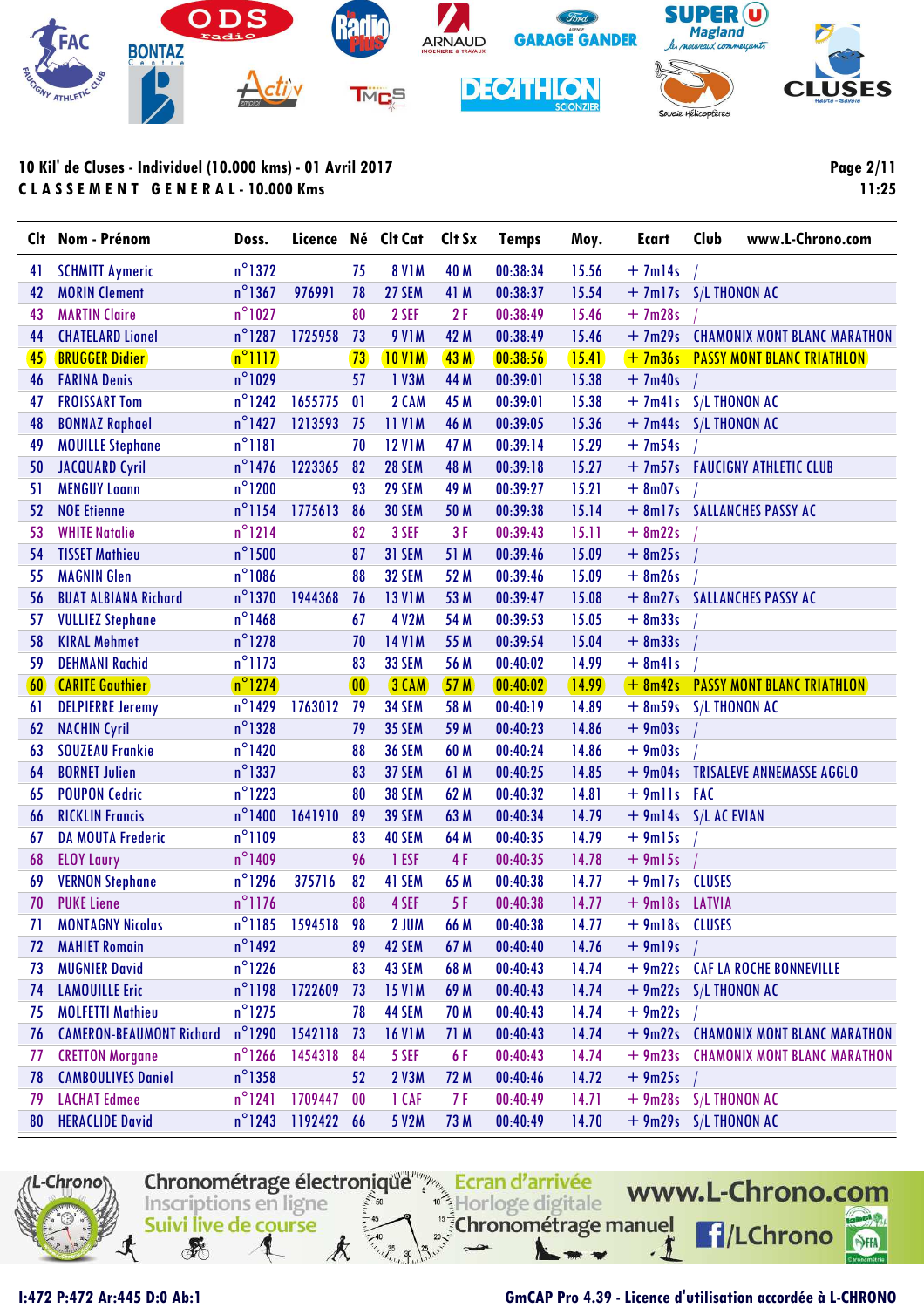**10 Kil' de Cluses - Individuel (10.000 kms) - 01 Avril 2017**

**C L A S S E M E N T   G E N E R A L - 10.000 Kms**

| Clt | Nom - Prénom | Doss. | Licence | Né | Clt Cat | Clt Sx | Temps | Moy. | Ecart | Club www.L-Chrono.com |
|---|---|---|---|---|---|---|---|---|---|---|
| 41 | SCHMITT Aymeric | n°1372 | | 75 | 8 V1M | 40 M | 00:38:34 | 15.56 | + 7m14s | / |
| 42 | MORIN Clement | n°1367 | 976991 | 78 | 27 SEM | 41 M | 00:38:37 | 15.54 | + 7m17s | S/L THONON AC |
| 43 | MARTIN Claire | n°1027 | | 80 | 2 SEF | 2 F | 00:38:49 | 15.46 | + 7m28s | / |
| 44 | CHATELARD Lionel | n°1287 | 1725958 | 73 | 9 V1M | 42 M | 00:38:49 | 15.46 | + 7m29s | CHAMONIX MONT BLANC MARATHON |
| 45 | BRUGGER Didier | n°1117 | | 73 | 10 V1M | 43 M | 00:38:56 | 15.41 | + 7m36s | PASSY MONT BLANC TRIATHLON |
| 46 | FARINA Denis | n°1029 | | 57 | 1 V3M | 44 M | 00:39:01 | 15.38 | + 7m40s | / |
| 47 | FROISSART Tom | n°1242 | 1655775 | 01 | 2 CAM | 45 M | 00:39:01 | 15.38 | + 7m41s | S/L THONON AC |
| 48 | BONNAZ Raphael | n°1427 | 1213593 | 75 | 11 V1M | 46 M | 00:39:05 | 15.36 | + 7m44s | S/L THONON AC |
| 49 | MOUILLE Stephane | n°1181 | | 70 | 12 V1M | 47 M | 00:39:14 | 15.29 | + 7m54s | / |
| 50 | JACQUARD Cyril | n°1476 | 1223365 | 82 | 28 SEM | 48 M | 00:39:18 | 15.27 | + 7m57s | FAUCIGNY ATHLETIC CLUB |
| 51 | MENGUY Loann | n°1200 | | 93 | 29 SEM | 49 M | 00:39:27 | 15.21 | + 8m07s | / |
| 52 | NOE Etienne | n°1154 | 1775613 | 86 | 30 SEM | 50 M | 00:39:38 | 15.14 | + 8m17s | SALLANCHES PASSY AC |
| 53 | WHITE Natalie | n°1214 | | 82 | 3 SEF | 3 F | 00:39:43 | 15.11 | + 8m22s | / |
| 54 | TISSET Mathieu | n°1500 | | 87 | 31 SEM | 51 M | 00:39:46 | 15.09 | + 8m25s | / |
| 55 | MAGNIN Glen | n°1086 | | 88 | 32 SEM | 52 M | 00:39:46 | 15.09 | + 8m26s | / |
| 56 | BUAT ALBIANA Richard | n°1370 | 1944368 | 76 | 13 V1M | 53 M | 00:39:47 | 15.08 | + 8m27s | SALLANCHES PASSY AC |
| 57 | VULLIEZ Stephane | n°1468 | | 67 | 4 V2M | 54 M | 00:39:53 | 15.05 | + 8m33s | / |
| 58 | KIRAL Mehmet | n°1278 | | 70 | 14 V1M | 55 M | 00:39:54 | 15.04 | + 8m33s | / |
| 59 | DEHMANI Rachid | n°1173 | | 83 | 33 SEM | 56 M | 00:40:02 | 14.99 | + 8m41s | / |
| 60 | CARITE Gauthier | n°1274 | | 00 | 3 CAM | 57 M | 00:40:02 | 14.99 | + 8m42s | PASSY MONT BLANC TRIATHLON |
| 61 | DELPIERRE Jeremy | n°1429 | 1763012 | 79 | 34 SEM | 58 M | 00:40:19 | 14.89 | + 8m59s | S/L THONON AC |
| 62 | NACHIN Cyril | n°1328 | | 79 | 35 SEM | 59 M | 00:40:23 | 14.86 | + 9m03s | / |
| 63 | SOUZEAU Frankie | n°1420 | | 88 | 36 SEM | 60 M | 00:40:24 | 14.86 | + 9m03s | / |
| 64 | BORNET Julien | n°1337 | | 83 | 37 SEM | 61 M | 00:40:25 | 14.85 | + 9m04s | TRISALEVE ANNEMASSE AGGLO |
| 65 | POUPON Cedric | n°1223 | | 80 | 38 SEM | 62 M | 00:40:32 | 14.81 | + 9m11s | FAC |
| 66 | RICKLIN Francis | n°1400 | 1641910 | 89 | 39 SEM | 63 M | 00:40:34 | 14.79 | + 9m14s | S/L AC EVIAN |
| 67 | DA MOUTA Frederic | n°1109 | | 83 | 40 SEM | 64 M | 00:40:35 | 14.79 | + 9m15s | / |
| 68 | ELOY Laury | n°1409 | | 96 | 1 ESF | 4 F | 00:40:35 | 14.78 | + 9m15s | / |
| 69 | VERNON Stephane | n°1296 | 375716 | 82 | 41 SEM | 65 M | 00:40:38 | 14.77 | + 9m17s | CLUSES |
| 70 | PUKE Liene | n°1176 | | 88 | 4 SEF | 5 F | 00:40:38 | 14.77 | + 9m18s | LATVIA |
| 71 | MONTAGNY Nicolas | n°1185 | 1594518 | 98 | 2 JUM | 66 M | 00:40:38 | 14.77 | + 9m18s | CLUSES |
| 72 | MAHIET Romain | n°1492 | | 89 | 42 SEM | 67 M | 00:40:40 | 14.76 | + 9m19s | / |
| 73 | MUGNIER David | n°1226 | | 83 | 43 SEM | 68 M | 00:40:43 | 14.74 | + 9m22s | CAF LA ROCHE BONNEVILLE |
| 74 | LAMOUILLE Eric | n°1198 | 1722609 | 73 | 15 V1M | 69 M | 00:40:43 | 14.74 | + 9m22s | S/L THONON AC |
| 75 | MOLFETTI Mathieu | n°1275 | | 78 | 44 SEM | 70 M | 00:40:43 | 14.74 | + 9m22s | / |
| 76 | CAMERON-BEAUMONT Richard | n°1290 | 1542118 | 73 | 16 V1M | 71 M | 00:40:43 | 14.74 | + 9m22s | CHAMONIX MONT BLANC MARATHON |
| 77 | CRETTON Morgane | n°1266 | 1454318 | 84 | 5 SEF | 6 F | 00:40:43 | 14.74 | + 9m23s | CHAMONIX MONT BLANC MARATHON |
| 78 | CAMBOULIVES Daniel | n°1358 | | 52 | 2 V3M | 72 M | 00:40:46 | 14.72 | + 9m25s | / |
| 79 | LACHAT Edmee | n°1241 | 1709447 | 00 | 1 CAF | 7 F | 00:40:49 | 14.71 | + 9m28s | S/L THONON AC |
| 80 | HERACLIDE David | n°1243 | 1192422 | 66 | 5 V2M | 73 M | 00:40:49 | 14.70 | + 9m29s | S/L THONON AC |

Chronométrage électronique · Inscriptions en ligne · Suivi live de course · Ecran d'arrivée · Horloge digitale · Chronométrage manuel · www.L-Chrono.com · /LChrono

I:472 P:472 Ar:445 D:0 Ab:1 — GmCAP Pro 4.39 - Licence d'utilisation accordée à L-CHRONO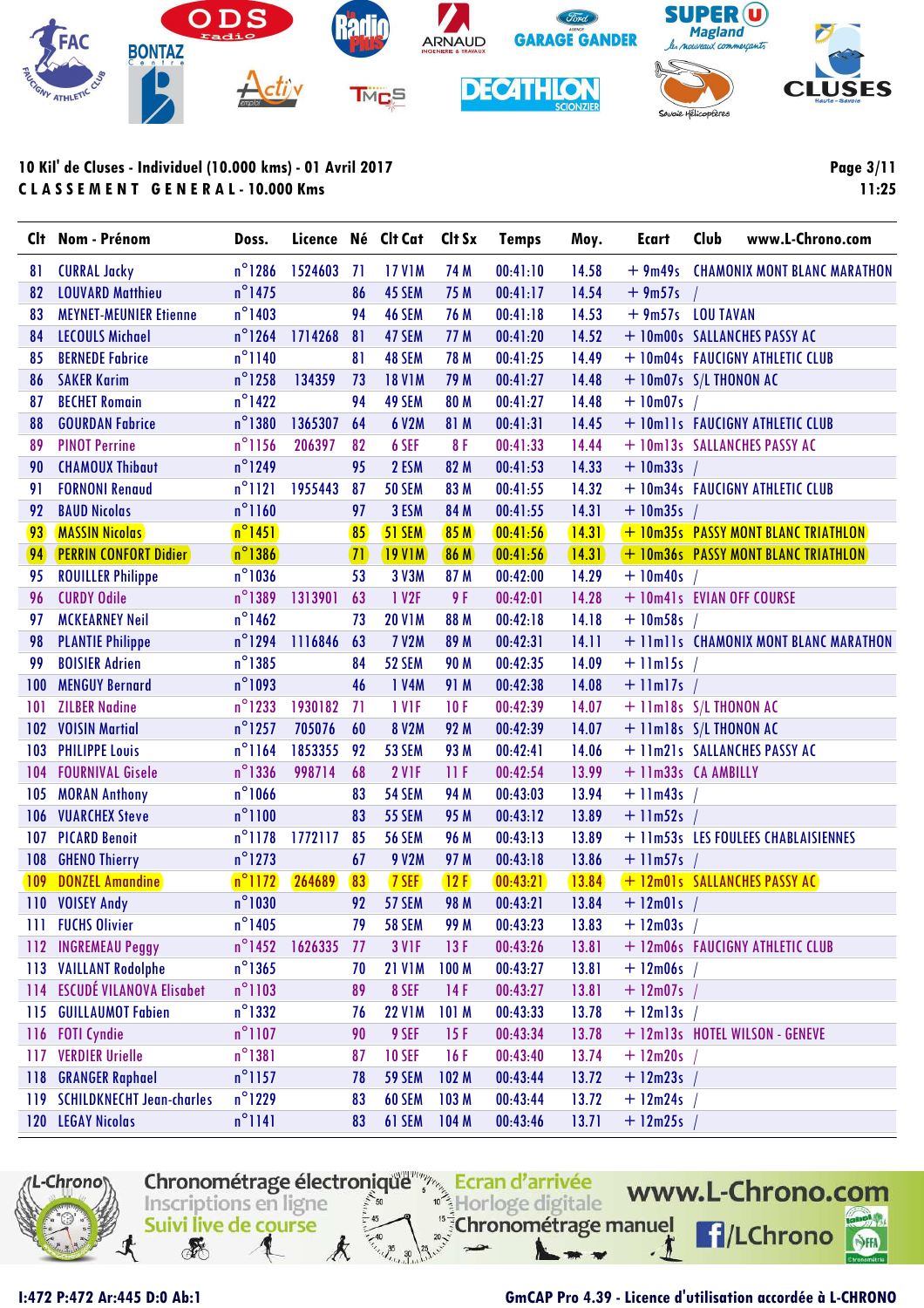**10 Kil' de Cluses - Individuel (10.000 kms) - 01 Avril 2017**

**C L A S S E M E N T   G E N E R A L - 10.000 Kms**

| Clt | Nom - Prénom | Doss. | Licence | Né | Clt Cat | Clt Sx | Temps | Moy. | Ecart | Club |
|---|---|---|---|---|---|---|---|---|---|---|
| 81 | CURRAL Jacky | n°1286 | 1524603 | 71 | 17 V1M | 74 M | 00:41:10 | 14.58 | + 9m49s | CHAMONIX MONT BLANC MARATHON |
| 82 | LOUVARD Matthieu | n°1475 | | 86 | 45 SEM | 75 M | 00:41:17 | 14.54 | + 9m57s | / |
| 83 | MEYNET-MEUNIER Etienne | n°1403 | | 94 | 46 SEM | 76 M | 00:41:18 | 14.53 | + 9m57s | LOU TAVAN |
| 84 | LECOULS Michael | n°1264 | 1714268 | 81 | 47 SEM | 77 M | 00:41:20 | 14.52 | + 10m00s | SALLANCHES PASSY AC |
| 85 | BERNEDE Fabrice | n°1140 | | 81 | 48 SEM | 78 M | 00:41:25 | 14.49 | + 10m04s | FAUCIGNY ATHLETIC CLUB |
| 86 | SAKER Karim | n°1258 | 134359 | 73 | 18 V1M | 79 M | 00:41:27 | 14.48 | + 10m07s | S/L THONON AC |
| 87 | BECHET Romain | n°1422 | | 94 | 49 SEM | 80 M | 00:41:27 | 14.48 | + 10m07s | / |
| 88 | GOURDAN Fabrice | n°1380 | 1365307 | 64 | 6 V2M | 81 M | 00:41:31 | 14.45 | + 10m11s | FAUCIGNY ATHLETIC CLUB |
| 89 | PINOT Perrine | n°1156 | 206397 | 82 | 6 SEF | 8 F | 00:41:33 | 14.44 | + 10m13s | SALLANCHES PASSY AC |
| 90 | CHAMOUX Thibaut | n°1249 | | 95 | 2 ESM | 82 M | 00:41:53 | 14.33 | + 10m33s | / |
| 91 | FORNONI Renaud | n°1121 | 1955443 | 87 | 50 SEM | 83 M | 00:41:55 | 14.32 | + 10m34s | FAUCIGNY ATHLETIC CLUB |
| 92 | BAUD Nicolas | n°1160 | | 97 | 3 ESM | 84 M | 00:41:55 | 14.31 | + 10m35s | / |
| 93 | MASSIN Nicolas | n°1451 | | 85 | 51 SEM | 85 M | 00:41:56 | 14.31 | + 10m35s | PASSY MONT BLANC TRIATHLON |
| 94 | PERRIN CONFORT Didier | n°1386 | | 71 | 19 V1M | 86 M | 00:41:56 | 14.31 | + 10m36s | PASSY MONT BLANC TRIATHLON |
| 95 | ROUILLER Philippe | n°1036 | | 53 | 3 V3M | 87 M | 00:42:00 | 14.29 | + 10m40s | / |
| 96 | CURDY Odile | n°1389 | 1313901 | 63 | 1 V2F | 9 F | 00:42:01 | 14.28 | + 10m41s | EVIAN OFF COURSE |
| 97 | MCKEARNEY Neil | n°1462 | | 73 | 20 V1M | 88 M | 00:42:18 | 14.18 | + 10m58s | / |
| 98 | PLANTIE Philippe | n°1294 | 1116846 | 63 | 7 V2M | 89 M | 00:42:31 | 14.11 | + 11m11s | CHAMONIX MONT BLANC MARATHON |
| 99 | BOISIER Adrien | n°1385 | | 84 | 52 SEM | 90 M | 00:42:35 | 14.09 | + 11m15s | / |
| 100 | MENGUY Bernard | n°1093 | | 46 | 1 V4M | 91 M | 00:42:38 | 14.08 | + 11m17s | / |
| 101 | ZILBER Nadine | n°1233 | 1930182 | 71 | 1 V1F | 10 F | 00:42:39 | 14.07 | + 11m18s | S/L THONON AC |
| 102 | VOISIN Martial | n°1257 | 705076 | 60 | 8 V2M | 92 M | 00:42:39 | 14.07 | + 11m18s | S/L THONON AC |
| 103 | PHILIPPE Louis | n°1164 | 1853355 | 92 | 53 SEM | 93 M | 00:42:41 | 14.06 | + 11m21s | SALLANCHES PASSY AC |
| 104 | FOURNIVAL Gisele | n°1336 | 998714 | 68 | 2 V1F | 11 F | 00:42:54 | 13.99 | + 11m33s | CA AMBILLY |
| 105 | MORAN Anthony | n°1066 | | 83 | 54 SEM | 94 M | 00:43:03 | 13.94 | + 11m43s | / |
| 106 | VUARCHEX Steve | n°1100 | | 83 | 55 SEM | 95 M | 00:43:12 | 13.89 | + 11m52s | / |
| 107 | PICARD Benoit | n°1178 | 1772117 | 85 | 56 SEM | 96 M | 00:43:13 | 13.89 | + 11m53s | LES FOULEES CHABLAISIENNES |
| 108 | GHENO Thierry | n°1273 | | 67 | 9 V2M | 97 M | 00:43:18 | 13.86 | + 11m57s | / |
| 109 | DONZEL Amandine | n°1172 | 264689 | 83 | 7 SEF | 12 F | 00:43:21 | 13.84 | + 12m01s | SALLANCHES PASSY AC |
| 110 | VOISEY Andy | n°1030 | | 92 | 57 SEM | 98 M | 00:43:21 | 13.84 | + 12m01s | / |
| 111 | FUCHS Olivier | n°1405 | | 79 | 58 SEM | 99 M | 00:43:23 | 13.83 | + 12m03s | / |
| 112 | INGREMEAU Peggy | n°1452 | 1626335 | 77 | 3 V1F | 13 F | 00:43:26 | 13.81 | + 12m06s | FAUCIGNY ATHLETIC CLUB |
| 113 | VAILLANT Rodolphe | n°1365 | | 70 | 21 V1M | 100 M | 00:43:27 | 13.81 | + 12m06s | / |
| 114 | ESCUDÉ VILANOVA Elisabet | n°1103 | | 89 | 8 SEF | 14 F | 00:43:27 | 13.81 | + 12m07s | / |
| 115 | GUILLAUMOT Fabien | n°1332 | | 76 | 22 V1M | 101 M | 00:43:33 | 13.78 | + 12m13s | / |
| 116 | FOTI Cyndie | n°1107 | | 90 | 9 SEF | 15 F | 00:43:34 | 13.78 | + 12m13s | HOTEL WILSON - GENEVE |
| 117 | VERDIER Urielle | n°1381 | | 87 | 10 SEF | 16 F | 00:43:40 | 13.74 | + 12m20s | / |
| 118 | GRANGER Raphael | n°1157 | | 78 | 59 SEM | 102 M | 00:43:44 | 13.72 | + 12m23s | / |
| 119 | SCHILDKNECHT Jean-charles | n°1229 | | 83 | 60 SEM | 103 M | 00:43:44 | 13.72 | + 12m24s | / |
| 120 | LEGAY Nicolas | n°1141 | | 83 | 61 SEM | 104 M | 00:43:46 | 13.71 | + 12m25s | / |

I:472 P:472 Ar:445 D:0 Ab:1

GmCAP Pro 4.39 - Licence d'utilisation accordée à L-CHRONO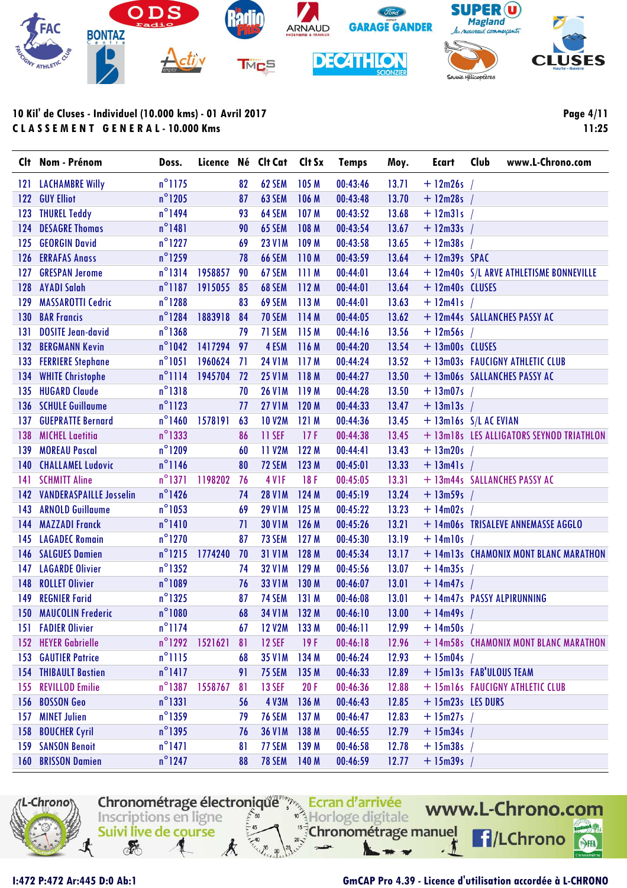10 Kil' de Cluses - Individuel (10.000 kms) - 01 Avril 2017

CLASSEMENT GENERAL - 10.000 Kms

11:25

| Clt | Nom - Prénom | Doss. | Licence | Né | Clt Cat | Clt Sx | Temps | Moy. | Ecart | Club |
|---|---|---|---|---|---|---|---|---|---|---|
| 121 | LACHAMBRE Willy | n°1175 | | 82 | 62 SEM | 105 M | 00:43:46 | 13.71 | + 12m26s | / |
| 122 | GUY Elliot | n°1205 | | 87 | 63 SEM | 106 M | 00:43:48 | 13.70 | + 12m28s | / |
| 123 | THUREL Teddy | n°1494 | | 93 | 64 SEM | 107 M | 00:43:52 | 13.68 | + 12m31s | / |
| 124 | DESAGRE Thomas | n°1481 | | 90 | 65 SEM | 108 M | 00:43:54 | 13.67 | + 12m33s | / |
| 125 | GEORGIN David | n°1227 | | 69 | 23 V1M | 109 M | 00:43:58 | 13.65 | + 12m38s | / |
| 126 | ERRAFAS Anass | n°1259 | | 78 | 66 SEM | 110 M | 00:43:59 | 13.64 | + 12m39s | SPAC |
| 127 | GRESPAN Jerome | n°1314 | 1958857 | 90 | 67 SEM | 111 M | 00:44:01 | 13.64 | + 12m40s | S/L ARVE ATHLETISME BONNEVILLE |
| 128 | AYADI Salah | n°1187 | 1915055 | 85 | 68 SEM | 112 M | 00:44:01 | 13.64 | + 12m40s | CLUSES |
| 129 | MASSAROTTI Cedric | n°1288 | | 83 | 69 SEM | 113 M | 00:44:01 | 13.63 | + 12m41s | / |
| 130 | BAR Francis | n°1284 | 1883918 | 84 | 70 SEM | 114 M | 00:44:05 | 13.62 | + 12m44s | SALLANCHES PASSY AC |
| 131 | DOSITE Jean-david | n°1368 | | 79 | 71 SEM | 115 M | 00:44:16 | 13.56 | + 12m56s | / |
| 132 | BERGMANN Kevin | n°1042 | 1417294 | 97 | 4 ESM | 116 M | 00:44:20 | 13.54 | + 13m00s | CLUSES |
| 133 | FERRIERE Stephane | n°1051 | 1960624 | 71 | 24 V1M | 117 M | 00:44:24 | 13.52 | + 13m03s | FAUCIGNY ATHLETIC CLUB |
| 134 | WHITE Christophe | n°1114 | 1945704 | 72 | 25 V1M | 118 M | 00:44:27 | 13.50 | + 13m06s | SALLANCHES PASSY AC |
| 135 | HUGARD Claude | n°1318 | | 70 | 26 V1M | 119 M | 00:44:28 | 13.50 | + 13m07s | / |
| 136 | SCHULE Guillaume | n°1123 | | 77 | 27 V1M | 120 M | 00:44:33 | 13.47 | + 13m13s | / |
| 137 | GUEPRATTE Bernard | n°1460 | 1578191 | 63 | 10 V2M | 121 M | 00:44:36 | 13.45 | + 13m16s | S/L AC EVIAN |
| 138 | MICHEL Laetitia | n°1333 | | 86 | 11 SEF | 17 F | 00:44:38 | 13.45 | + 13m18s | LES ALLIGATORS SEYNOD TRIATHLON |
| 139 | MOREAU Pascal | n°1209 | | 60 | 11 V2M | 122 M | 00:44:41 | 13.43 | + 13m20s | / |
| 140 | CHALLAMEL Ludovic | n°1146 | | 80 | 72 SEM | 123 M | 00:45:01 | 13.33 | + 13m41s | / |
| 141 | SCHMITT Aline | n°1371 | 1198202 | 76 | 4 V1F | 18 F | 00:45:05 | 13.31 | + 13m44s | SALLANCHES PASSY AC |
| 142 | VANDERASPAILLE Josselin | n°1426 | | 74 | 28 V1M | 124 M | 00:45:19 | 13.24 | + 13m59s | / |
| 143 | ARNOLD Guillaume | n°1053 | | 69 | 29 V1M | 125 M | 00:45:22 | 13.23 | + 14m02s | / |
| 144 | MAZZADI Franck | n°1410 | | 71 | 30 V1M | 126 M | 00:45:26 | 13.21 | + 14m06s | TRISALEVE ANNEMASSE AGGLO |
| 145 | LAGADEC Romain | n°1270 | | 87 | 73 SEM | 127 M | 00:45:30 | 13.19 | + 14m10s | / |
| 146 | SALGUES Damien | n°1215 | 1774240 | 70 | 31 V1M | 128 M | 00:45:34 | 13.17 | + 14m13s | CHAMONIX MONT BLANC MARATHON |
| 147 | LAGARDE Olivier | n°1352 | | 74 | 32 V1M | 129 M | 00:45:56 | 13.07 | + 14m35s | / |
| 148 | ROLLET Olivier | n°1089 | | 76 | 33 V1M | 130 M | 00:46:07 | 13.01 | + 14m47s | / |
| 149 | REGNIER Farid | n°1325 | | 87 | 74 SEM | 131 M | 00:46:08 | 13.01 | + 14m47s | PASSY ALPIRUNNING |
| 150 | MAUCOLIN Frederic | n°1080 | | 68 | 34 V1M | 132 M | 00:46:10 | 13.00 | + 14m49s | / |
| 151 | FADIER Olivier | n°1174 | | 67 | 12 V2M | 133 M | 00:46:11 | 12.99 | + 14m50s | / |
| 152 | HEYER Gabrielle | n°1292 | 1521621 | 81 | 12 SEF | 19 F | 00:46:18 | 12.96 | + 14m58s | CHAMONIX MONT BLANC MARATHON |
| 153 | GAUTIER Patrice | n°1115 | | 68 | 35 V1M | 134 M | 00:46:24 | 12.93 | + 15m04s | / |
| 154 | THIBAULT Bastien | n°1417 | | 91 | 75 SEM | 135 M | 00:46:33 | 12.89 | + 15m13s | FAB'ULOUS TEAM |
| 155 | REVILLOD Emilie | n°1387 | 1558767 | 81 | 13 SEF | 20 F | 00:46:36 | 12.88 | + 15m16s | FAUCIGNY ATHLETIC CLUB |
| 156 | BOSSON Geo | n°1331 | | 56 | 4 V3M | 136 M | 00:46:43 | 12.85 | + 15m23s | LES DURS |
| 157 | MINET Julien | n°1359 | | 79 | 76 SEM | 137 M | 00:46:47 | 12.83 | + 15m27s | / |
| 158 | BOUCHER Cyril | n°1395 | | 76 | 36 V1M | 138 M | 00:46:55 | 12.79 | + 15m34s | / |
| 159 | SANSON Benoit | n°1471 | | 81 | 77 SEM | 139 M | 00:46:58 | 12.78 | + 15m38s | / |
| 160 | BRISSON Damien | n°1247 | | 88 | 78 SEM | 140 M | 00:46:59 | 12.77 | + 15m39s | / |

I:472 P:472 Ar:445 D:0 Ab:1

GmCAP Pro 4.39 - Licence d'utilisation accordée à L-CHRONO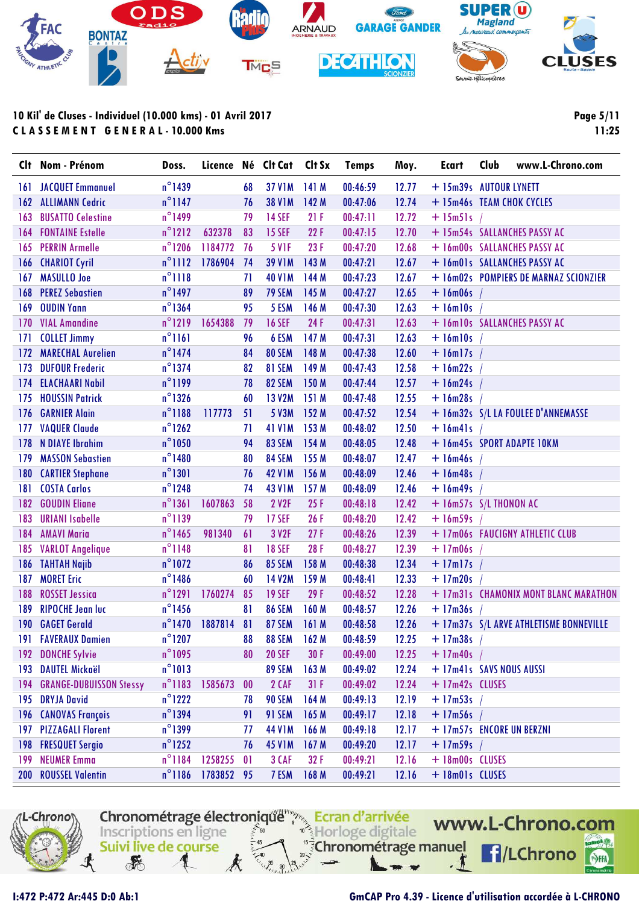10 Kil' de Cluses - Individuel (10.000 kms) - 01 Avril 2017

CLASSEMENT GENERAL - 10.000 Kms

| Clt | Nom - Prénom | Doss. | Licence | Né | Clt Cat | Clt Sx | Temps | Moy. | Ecart | Club |
|---|---|---|---|---|---|---|---|---|---|---|
| 161 | JACQUET Emmanuel | n°1439 | | 68 | 37 V1M | 141 M | 00:46:59 | 12.77 | + 15m39s | AUTOUR LYNETT |
| 162 | ALLIMANN Cedric | n°1147 | | 76 | 38 V1M | 142 M | 00:47:06 | 12.74 | + 15m46s | TEAM CHOK CYCLES |
| 163 | BUSATTO Celestine | n°1499 | | 79 | 14 SEF | 21 F | 00:47:11 | 12.72 | + 15m51s | / |
| 164 | FONTAINE Estelle | n°1212 | 632378 | 83 | 15 SEF | 22 F | 00:47:15 | 12.70 | + 15m54s | SALLANCHES PASSY AC |
| 165 | PERRIN Armelle | n°1206 | 1184772 | 76 | 5 V1F | 23 F | 00:47:20 | 12.68 | + 16m00s | SALLANCHES PASSY AC |
| 166 | CHARIOT Cyril | n°1112 | 1786904 | 74 | 39 V1M | 143 M | 00:47:21 | 12.67 | + 16m01s | SALLANCHES PASSY AC |
| 167 | MASULLO Joe | n°1118 | | 71 | 40 V1M | 144 M | 00:47:23 | 12.67 | + 16m02s | POMPIERS DE MARNAZ SCIONZIER |
| 168 | PEREZ Sebastien | n°1497 | | 89 | 79 SEM | 145 M | 00:47:27 | 12.65 | + 16m06s | / |
| 169 | OUDIN Yann | n°1364 | | 95 | 5 ESM | 146 M | 00:47:30 | 12.63 | + 16m10s | / |
| 170 | VIAL Amandine | n°1219 | 1654388 | 79 | 16 SEF | 24 F | 00:47:31 | 12.63 | + 16m10s | SALLANCHES PASSY AC |
| 171 | COLLET Jimmy | n°1161 | | 96 | 6 ESM | 147 M | 00:47:31 | 12.63 | + 16m10s | / |
| 172 | MARECHAL Aurelien | n°1474 | | 84 | 80 SEM | 148 M | 00:47:38 | 12.60 | + 16m17s | / |
| 173 | DUFOUR Frederic | n°1374 | | 82 | 81 SEM | 149 M | 00:47:43 | 12.58 | + 16m22s | / |
| 174 | ELACHAARI Nabil | n°1199 | | 78 | 82 SEM | 150 M | 00:47:44 | 12.57 | + 16m24s | / |
| 175 | HOUSSIN Patrick | n°1326 | | 60 | 13 V2M | 151 M | 00:47:48 | 12.55 | + 16m28s | / |
| 176 | GARNIER Alain | n°1188 | 117773 | 51 | 5 V3M | 152 M | 00:47:52 | 12.54 | + 16m32s | S/L LA FOULEE D'ANNEMASSE |
| 177 | VAQUER Claude | n°1262 | | 71 | 41 V1M | 153 M | 00:48:02 | 12.50 | + 16m41s | / |
| 178 | N DIAYE Ibrahim | n°1050 | | 94 | 83 SEM | 154 M | 00:48:05 | 12.48 | + 16m45s | SPORT ADAPTE 10KM |
| 179 | MASSON Sebastien | n°1480 | | 80 | 84 SEM | 155 M | 00:48:07 | 12.47 | + 16m46s | / |
| 180 | CARTIER Stephane | n°1301 | | 76 | 42 V1M | 156 M | 00:48:09 | 12.46 | + 16m48s | / |
| 181 | COSTA Carlos | n°1248 | | 74 | 43 V1M | 157 M | 00:48:09 | 12.46 | + 16m49s | / |
| 182 | GOUDIN Eliane | n°1361 | 1607863 | 58 | 2 V2F | 25 F | 00:48:18 | 12.42 | + 16m57s | S/L THONON AC |
| 183 | URIANI Isabelle | n°1139 | | 79 | 17 SEF | 26 F | 00:48:20 | 12.42 | + 16m59s | / |
| 184 | AMAVI Maria | n°1465 | 981340 | 61 | 3 V2F | 27 F | 00:48:26 | 12.39 | + 17m06s | FAUCIGNY ATHLETIC CLUB |
| 185 | VARLOT Angelique | n°1148 | | 81 | 18 SEF | 28 F | 00:48:27 | 12.39 | + 17m06s | / |
| 186 | TAHTAH Najib | n°1072 | | 86 | 85 SEM | 158 M | 00:48:38 | 12.34 | + 17m17s | / |
| 187 | MORET Eric | n°1486 | | 60 | 14 V2M | 159 M | 00:48:41 | 12.33 | + 17m20s | / |
| 188 | ROSSET Jessica | n°1291 | 1760274 | 85 | 19 SEF | 29 F | 00:48:52 | 12.28 | + 17m31s | CHAMONIX MONT BLANC MARATHON |
| 189 | RIPOCHE Jean luc | n°1456 | | 81 | 86 SEM | 160 M | 00:48:57 | 12.26 | + 17m36s | / |
| 190 | GAGET Gerald | n°1470 | 1887814 | 81 | 87 SEM | 161 M | 00:48:58 | 12.26 | + 17m37s | S/L ARVE ATHLETISME BONNEVILLE |
| 191 | FAVERAUX Damien | n°1207 | | 88 | 88 SEM | 162 M | 00:48:59 | 12.25 | + 17m38s | / |
| 192 | DONCHE Sylvie | n°1095 | | 80 | 20 SEF | 30 F | 00:49:00 | 12.25 | + 17m40s | / |
| 193 | DAUTEL Mickaël | n°1013 | | | 89 SEM | 163 M | 00:49:02 | 12.24 | + 17m41s | SAVS NOUS AUSSI |
| 194 | GRANGE-DUBUISSON Stessy | n°1183 | 1585673 | 00 | 2 CAF | 31 F | 00:49:02 | 12.24 | + 17m42s | CLUSES |
| 195 | DRYJA David | n°1222 | | 78 | 90 SEM | 164 M | 00:49:13 | 12.19 | + 17m53s | / |
| 196 | CANOVAS François | n°1394 | | 91 | 91 SEM | 165 M | 00:49:17 | 12.18 | + 17m56s | / |
| 197 | PIZZAGALI Florent | n°1399 | | 77 | 44 V1M | 166 M | 00:49:18 | 12.17 | + 17m57s | ENCORE UN BERZNI |
| 198 | FRESQUET Sergio | n°1252 | | 76 | 45 V1M | 167 M | 00:49:20 | 12.17 | + 17m59s | / |
| 199 | NEUMER Emma | n°1184 | 1258255 | 01 | 3 CAF | 32 F | 00:49:21 | 12.16 | + 18m00s | CLUSES |
| 200 | ROUSSEL Valentin | n°1186 | 1783852 | 95 | 7 ESM | 168 M | 00:49:21 | 12.16 | + 18m01s | CLUSES |

I:472 P:472 Ar:445 D:0 Ab:1

GmCAP Pro 4.39 - Licence d'utilisation accordée à L-CHRONO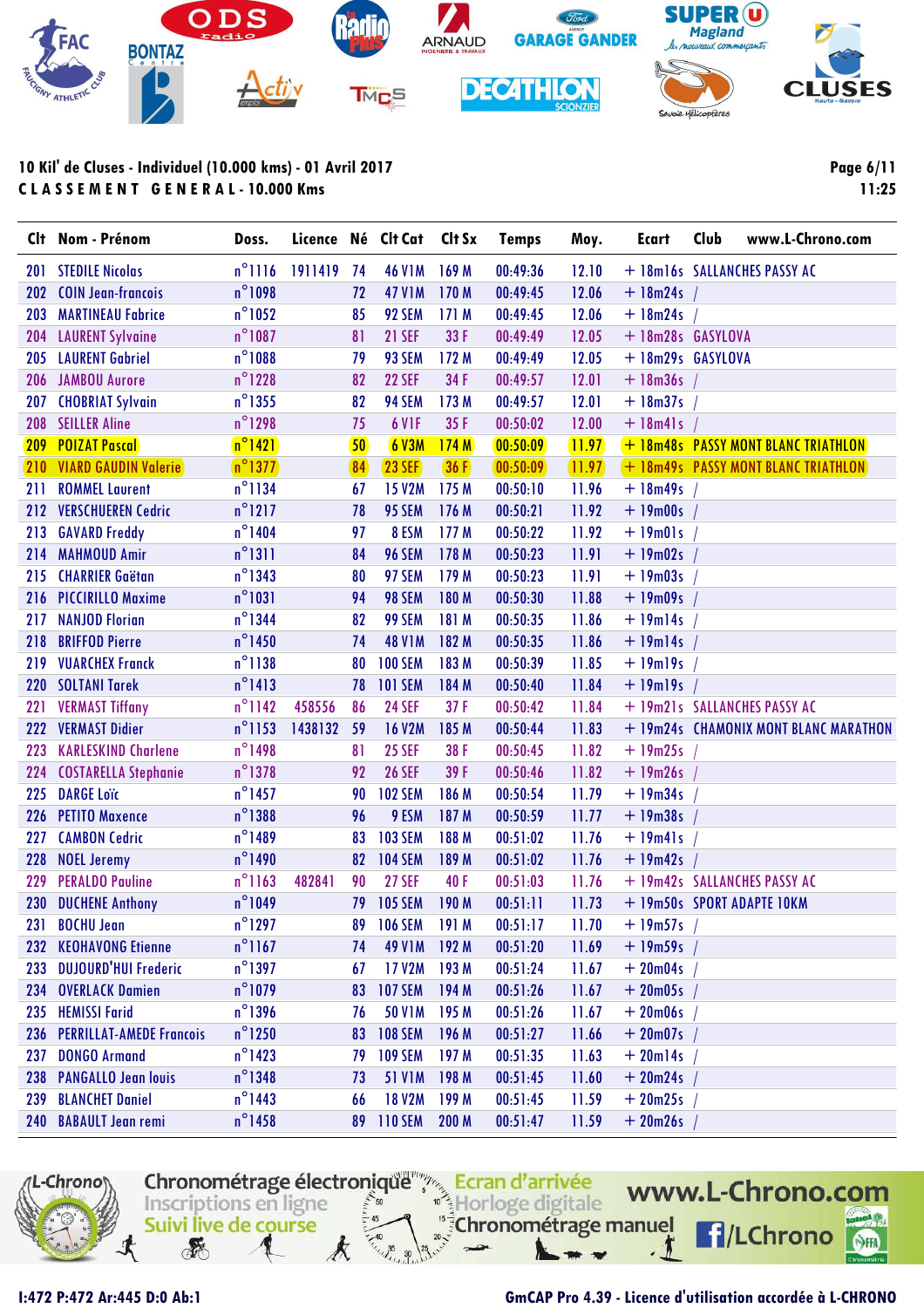10 Kil' de Cluses - Individuel (10.000 kms) - 01 Avril 2017

CLASSEMENT GENERAL - 10.000 Kms

| Clt | Nom - Prénom | Doss. | Licence | Né | Clt Cat | Clt Sx | Temps | Moy. | Ecart | Club www.L-Chrono.com |
|---|---|---|---|---|---|---|---|---|---|---|
| 201 | STEDILE Nicolas | n°1116 | 1911419 | 74 | 46 V1M | 169 M | 00:49:36 | 12.10 | + 18m16s | SALLANCHES PASSY AC |
| 202 | COIN Jean-francois | n°1098 | | 72 | 47 V1M | 170 M | 00:49:45 | 12.06 | + 18m24s | / |
| 203 | MARTINEAU Fabrice | n°1052 | | 85 | 92 SEM | 171 M | 00:49:45 | 12.06 | + 18m24s | / |
| 204 | LAURENT Sylvaine | n°1087 | | 81 | 21 SEF | 33 F | 00:49:49 | 12.05 | + 18m28s | GASYLOVA |
| 205 | LAURENT Gabriel | n°1088 | | 79 | 93 SEM | 172 M | 00:49:49 | 12.05 | + 18m29s | GASYLOVA |
| 206 | JAMBOU Aurore | n°1228 | | 82 | 22 SEF | 34 F | 00:49:57 | 12.01 | + 18m36s | / |
| 207 | CHOBRIAT Sylvain | n°1355 | | 82 | 94 SEM | 173 M | 00:49:57 | 12.01 | + 18m37s | / |
| 208 | SEILLER Aline | n°1298 | | 75 | 6 V1F | 35 F | 00:50:02 | 12.00 | + 18m41s | / |
| 209 | POIZAT Pascal | n°1421 | | 50 | 6 V3M | 174 M | 00:50:09 | 11.97 | + 18m48s | PASSY MONT BLANC TRIATHLON |
| 210 | VIARD GAUDIN Valerie | n°1377 | | 84 | 23 SEF | 36 F | 00:50:09 | 11.97 | + 18m49s | PASSY MONT BLANC TRIATHLON |
| 211 | ROMMEL Laurent | n°1134 | | 67 | 15 V2M | 175 M | 00:50:10 | 11.96 | + 18m49s | / |
| 212 | VERSCHUEREN Cedric | n°1217 | | 78 | 95 SEM | 176 M | 00:50:21 | 11.92 | + 19m00s | / |
| 213 | GAVARD Freddy | n°1404 | | 97 | 8 ESM | 177 M | 00:50:22 | 11.92 | + 19m01s | / |
| 214 | MAHMOUD Amir | n°1311 | | 84 | 96 SEM | 178 M | 00:50:23 | 11.91 | + 19m02s | / |
| 215 | CHARRIER Gaëtan | n°1343 | | 80 | 97 SEM | 179 M | 00:50:23 | 11.91 | + 19m03s | / |
| 216 | PICCIRILLO Maxime | n°1031 | | 94 | 98 SEM | 180 M | 00:50:30 | 11.88 | + 19m09s | / |
| 217 | NANJOD Florian | n°1344 | | 82 | 99 SEM | 181 M | 00:50:35 | 11.86 | + 19m14s | / |
| 218 | BRIFFOD Pierre | n°1450 | | 74 | 48 V1M | 182 M | 00:50:35 | 11.86 | + 19m14s | / |
| 219 | VUARCHEX Franck | n°1138 | | 80 | 100 SEM | 183 M | 00:50:39 | 11.85 | + 19m19s | / |
| 220 | SOLTANI Tarek | n°1413 | | 78 | 101 SEM | 184 M | 00:50:40 | 11.84 | + 19m19s | / |
| 221 | VERMAST Tiffany | n°1142 | 458556 | 86 | 24 SEF | 37 F | 00:50:42 | 11.84 | + 19m21s | SALLANCHES PASSY AC |
| 222 | VERMAST Didier | n°1153 | 1438132 | 59 | 16 V2M | 185 M | 00:50:44 | 11.83 | + 19m24s | CHAMONIX MONT BLANC MARATHON |
| 223 | KARLESKIND Charlene | n°1498 | | 81 | 25 SEF | 38 F | 00:50:45 | 11.82 | + 19m25s | / |
| 224 | COSTARELLA Stephanie | n°1378 | | 92 | 26 SEF | 39 F | 00:50:46 | 11.82 | + 19m26s | / |
| 225 | DARGE Loïc | n°1457 | | 90 | 102 SEM | 186 M | 00:50:54 | 11.79 | + 19m34s | / |
| 226 | PETITO Maxence | n°1388 | | 96 | 9 ESM | 187 M | 00:50:59 | 11.77 | + 19m38s | / |
| 227 | CAMBON Cedric | n°1489 | | 83 | 103 SEM | 188 M | 00:51:02 | 11.76 | + 19m41s | / |
| 228 | NOEL Jeremy | n°1490 | | 82 | 104 SEM | 189 M | 00:51:02 | 11.76 | + 19m42s | / |
| 229 | PERALDO Pauline | n°1163 | 482841 | 90 | 27 SEF | 40 F | 00:51:03 | 11.76 | + 19m42s | SALLANCHES PASSY AC |
| 230 | DUCHENE Anthony | n°1049 | | 79 | 105 SEM | 190 M | 00:51:11 | 11.73 | + 19m50s | SPORT ADAPTE 10KM |
| 231 | BOCHU Jean | n°1297 | | 89 | 106 SEM | 191 M | 00:51:17 | 11.70 | + 19m57s | / |
| 232 | KEOHAVONG Etienne | n°1167 | | 74 | 49 V1M | 192 M | 00:51:20 | 11.69 | + 19m59s | / |
| 233 | DUJOURD'HUI Frederic | n°1397 | | 67 | 17 V2M | 193 M | 00:51:24 | 11.67 | + 20m04s | / |
| 234 | OVERLACK Damien | n°1079 | | 83 | 107 SEM | 194 M | 00:51:26 | 11.67 | + 20m05s | / |
| 235 | HEMISSI Farid | n°1396 | | 76 | 50 V1M | 195 M | 00:51:26 | 11.67 | + 20m06s | / |
| 236 | PERRILLAT-AMEDE Francois | n°1250 | | 83 | 108 SEM | 196 M | 00:51:27 | 11.66 | + 20m07s | / |
| 237 | DONGO Armand | n°1423 | | 79 | 109 SEM | 197 M | 00:51:35 | 11.63 | + 20m14s | / |
| 238 | PANGALLO Jean louis | n°1348 | | 73 | 51 V1M | 198 M | 00:51:45 | 11.60 | + 20m24s | / |
| 239 | BLANCHET Daniel | n°1443 | | 66 | 18 V2M | 199 M | 00:51:45 | 11.59 | + 20m25s | / |
| 240 | BABAULT Jean remi | n°1458 | | 89 | 110 SEM | 200 M | 00:51:47 | 11.59 | + 20m26s | / |

I:472 P:472 Ar:445 D:0 Ab:1

GmCAP Pro 4.39 - Licence d'utilisation accordée à L-CHRONO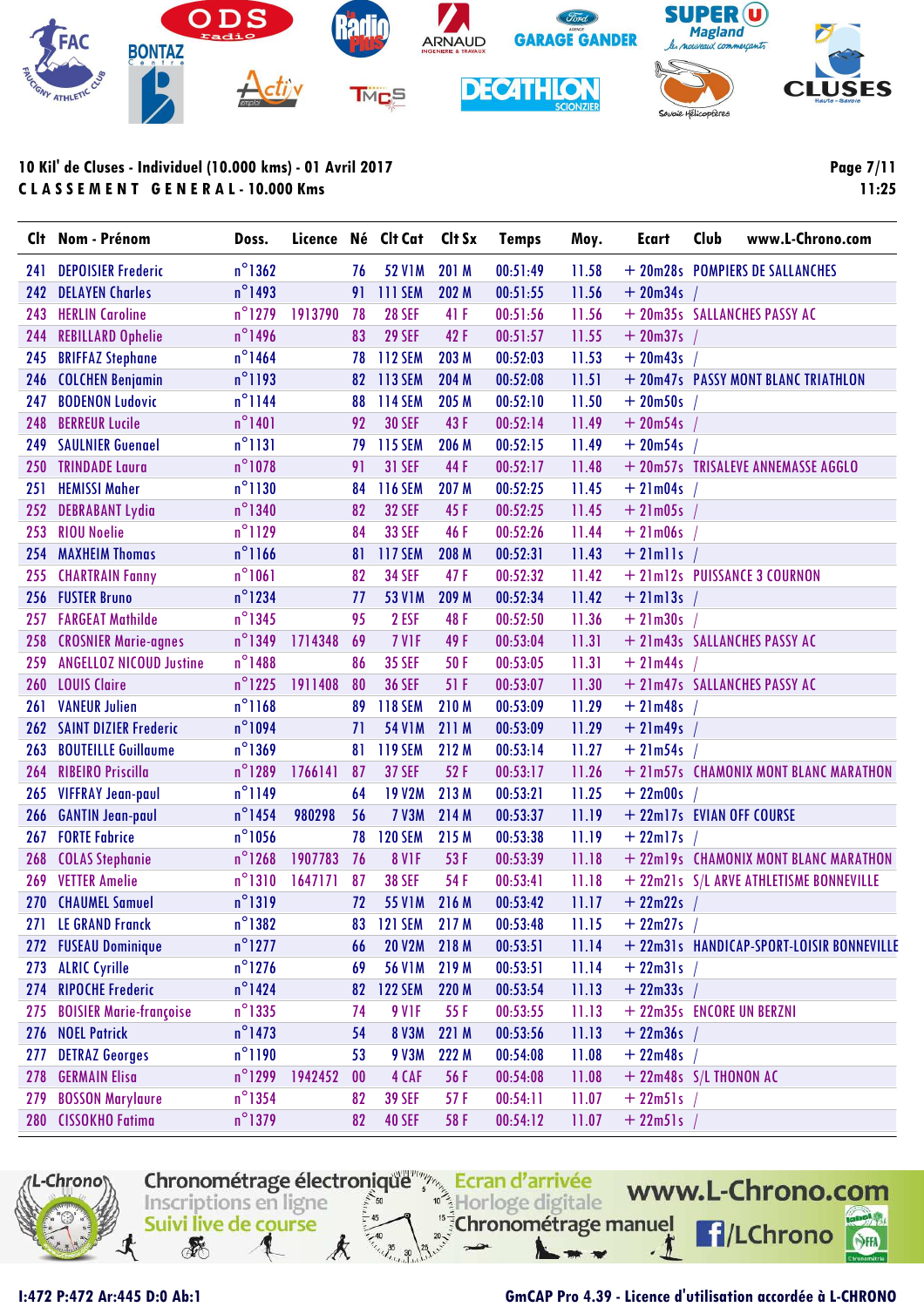10 Kil' de Cluses - Individuel (10.000 kms) - 01 Avril 2017

CLASSEMENT GENERAL - 10.000 Kms

| Clt | Nom - Prénom | Doss. | Licence | Né | Clt Cat | Clt Sx | Temps | Moy. | Ecart | Club |
|---|---|---|---|---|---|---|---|---|---|---|
| 241 | DEPOISIER Frederic | n°1362 | | 76 | 52 V1M | 201 M | 00:51:49 | 11.58 | + 20m28s | POMPIERS DE SALLANCHES |
| 242 | DELAYEN Charles | n°1493 | | 91 | 111 SEM | 202 M | 00:51:55 | 11.56 | + 20m34s | / |
| 243 | HERLIN Caroline | n°1279 | 1913790 | 78 | 28 SEF | 41 F | 00:51:56 | 11.56 | + 20m35s | SALLANCHES PASSY AC |
| 244 | REBILLARD Ophelie | n°1496 | | 83 | 29 SEF | 42 F | 00:51:57 | 11.55 | + 20m37s | / |
| 245 | BRIFFAZ Stephane | n°1464 | | 78 | 112 SEM | 203 M | 00:52:03 | 11.53 | + 20m43s | / |
| 246 | COLCHEN Benjamin | n°1193 | | 82 | 113 SEM | 204 M | 00:52:08 | 11.51 | + 20m47s | PASSY MONT BLANC TRIATHLON |
| 247 | BODENON Ludovic | n°1144 | | 88 | 114 SEM | 205 M | 00:52:10 | 11.50 | + 20m50s | / |
| 248 | BERREUR Lucile | n°1401 | | 92 | 30 SEF | 43 F | 00:52:14 | 11.49 | + 20m54s | / |
| 249 | SAULNIER Guenael | n°1131 | | 79 | 115 SEM | 206 M | 00:52:15 | 11.49 | + 20m54s | / |
| 250 | TRINDADE Laura | n°1078 | | 91 | 31 SEF | 44 F | 00:52:17 | 11.48 | + 20m57s | TRISALEVE ANNEMASSE AGGLO |
| 251 | HEMISSI Maher | n°1130 | | 84 | 116 SEM | 207 M | 00:52:25 | 11.45 | + 21m04s | / |
| 252 | DEBRABANT Lydia | n°1340 | | 82 | 32 SEF | 45 F | 00:52:25 | 11.45 | + 21m05s | / |
| 253 | RIOU Noelie | n°1129 | | 84 | 33 SEF | 46 F | 00:52:26 | 11.44 | + 21m06s | / |
| 254 | MAXHEIM Thomas | n°1166 | | 81 | 117 SEM | 208 M | 00:52:31 | 11.43 | + 21m11s | / |
| 255 | CHARTRAIN Fanny | n°1061 | | 82 | 34 SEF | 47 F | 00:52:32 | 11.42 | + 21m12s | PUISSANCE 3 COURNON |
| 256 | FUSTER Bruno | n°1234 | | 77 | 53 V1M | 209 M | 00:52:34 | 11.42 | + 21m13s | / |
| 257 | FARGEAT Mathilde | n°1345 | | 95 | 2 ESF | 48 F | 00:52:50 | 11.36 | + 21m30s | / |
| 258 | CROSNIER Marie-agnes | n°1349 | 1714348 | 69 | 7 V1F | 49 F | 00:53:04 | 11.31 | + 21m43s | SALLANCHES PASSY AC |
| 259 | ANGELLOZ NICOUD Justine | n°1488 | | 86 | 35 SEF | 50 F | 00:53:05 | 11.31 | + 21m44s | / |
| 260 | LOUIS Claire | n°1225 | 1911408 | 80 | 36 SEF | 51 F | 00:53:07 | 11.30 | + 21m47s | SALLANCHES PASSY AC |
| 261 | VANEUR Julien | n°1168 | | 89 | 118 SEM | 210 M | 00:53:09 | 11.29 | + 21m48s | / |
| 262 | SAINT DIZIER Frederic | n°1094 | | 71 | 54 V1M | 211 M | 00:53:09 | 11.29 | + 21m49s | / |
| 263 | BOUTEILLE Guillaume | n°1369 | | 81 | 119 SEM | 212 M | 00:53:14 | 11.27 | + 21m54s | / |
| 264 | RIBEIRO Priscilla | n°1289 | 1766141 | 87 | 37 SEF | 52 F | 00:53:17 | 11.26 | + 21m57s | CHAMONIX MONT BLANC MARATHON |
| 265 | VIFFRAY Jean-paul | n°1149 | | 64 | 19 V2M | 213 M | 00:53:21 | 11.25 | + 22m00s | / |
| 266 | GANTIN Jean-paul | n°1454 | 980298 | 56 | 7 V3M | 214 M | 00:53:37 | 11.19 | + 22m17s | EVIAN OFF COURSE |
| 267 | FORTE Fabrice | n°1056 | | 78 | 120 SEM | 215 M | 00:53:38 | 11.19 | + 22m17s | / |
| 268 | COLAS Stephanie | n°1268 | 1907783 | 76 | 8 V1F | 53 F | 00:53:39 | 11.18 | + 22m19s | CHAMONIX MONT BLANC MARATHON |
| 269 | VETTER Amelie | n°1310 | 1647171 | 87 | 38 SEF | 54 F | 00:53:41 | 11.18 | + 22m21s | S/L ARVE ATHLETISME BONNEVILLE |
| 270 | CHAUMEL Samuel | n°1319 | | 72 | 55 V1M | 216 M | 00:53:42 | 11.17 | + 22m22s | / |
| 271 | LE GRAND Franck | n°1382 | | 83 | 121 SEM | 217 M | 00:53:48 | 11.15 | + 22m27s | / |
| 272 | FUSEAU Dominique | n°1277 | | 66 | 20 V2M | 218 M | 00:53:51 | 11.14 | + 22m31s | HANDICAP-SPORT-LOISIR BONNEVILLE |
| 273 | ALRIC Cyrille | n°1276 | | 69 | 56 V1M | 219 M | 00:53:51 | 11.14 | + 22m31s | / |
| 274 | RIPOCHE Frederic | n°1424 | | 82 | 122 SEM | 220 M | 00:53:54 | 11.13 | + 22m33s | / |
| 275 | BOISIER Marie-françoise | n°1335 | | 74 | 9 V1F | 55 F | 00:53:55 | 11.13 | + 22m35s | ENCORE UN BERZNI |
| 276 | NOEL Patrick | n°1473 | | 54 | 8 V3M | 221 M | 00:53:56 | 11.13 | + 22m36s | / |
| 277 | DETRAZ Georges | n°1190 | | 53 | 9 V3M | 222 M | 00:54:08 | 11.08 | + 22m48s | / |
| 278 | GERMAIN Elisa | n°1299 | 1942452 | 00 | 4 CAF | 56 F | 00:54:08 | 11.08 | + 22m48s | S/L THONON AC |
| 279 | BOSSON Marylaure | n°1354 | | 82 | 39 SEF | 57 F | 00:54:11 | 11.07 | + 22m51s | / |
| 280 | CISSOKHO Fatima | n°1379 | | 82 | 40 SEF | 58 F | 00:54:12 | 11.07 | + 22m51s | / |

I:472 P:472 Ar:445 D:0 Ab:1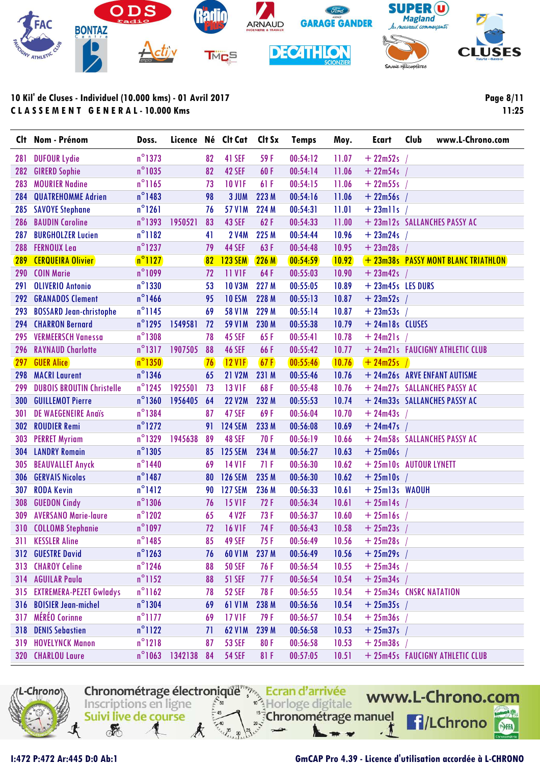**10 Kil' de Cluses - Individuel (10.000 kms) - 01 Avril 2017**

**C L A S S E M E N T   G E N E R A L - 10.000 Kms**

| Clt | Nom - Prénom | Doss. | Licence | Né | Clt Cat | Clt Sx | Temps | Moy. | Ecart | Club |
|---|---|---|---|---|---|---|---|---|---|---|
| 281 | DUFOUR Lydie | n°1373 | | 82 | 41 SEF | 59 F | 00:54:12 | 11.07 | + 22m52s | / |
| 282 | GIRERD Sophie | n°1035 | | 82 | 42 SEF | 60 F | 00:54:14 | 11.06 | + 22m54s | / |
| 283 | MOURIER Nadine | n°1165 | | 73 | 10 V1F | 61 F | 00:54:15 | 11.06 | + 22m55s | / |
| 284 | QUATREHOMME Adrien | n°1483 | | 98 | 3 JUM | 223 M | 00:54:16 | 11.06 | + 22m56s | / |
| 285 | SAVOYE Stephane | n°1261 | | 76 | 57 V1M | 224 M | 00:54:31 | 11.01 | + 23m11s | / |
| 286 | BAUDIN Caroline | n°1393 | 1950521 | 83 | 43 SEF | 62 F | 00:54:33 | 11.00 | + 23m12s | SALLANCHES PASSY AC |
| 287 | BURGHOLZER Lucien | n°1182 | | 41 | 2 V4M | 225 M | 00:54:44 | 10.96 | + 23m24s | / |
| 288 | FERNOUX Lea | n°1237 | | 79 | 44 SEF | 63 F | 00:54:48 | 10.95 | + 23m28s | / |
| 289 | CERQUEIRA Olivier | n°1127 | | 82 | 123 SEM | 226 M | 00:54:59 | 10.92 | + 23m38s | PASSY MONT BLANC TRIATHLON |
| 290 | COIN Marie | n°1099 | | 72 | 11 V1F | 64 F | 00:55:03 | 10.90 | + 23m42s | / |
| 291 | OLIVERIO Antonio | n°1330 | | 53 | 10 V3M | 227 M | 00:55:05 | 10.89 | + 23m45s | LES DURS |
| 292 | GRANADOS Clement | n°1466 | | 95 | 10 ESM | 228 M | 00:55:13 | 10.87 | + 23m52s | / |
| 293 | BOSSARD Jean-christophe | n°1145 | | 69 | 58 V1M | 229 M | 00:55:14 | 10.87 | + 23m53s | / |
| 294 | CHARRON Bernard | n°1295 | 1549581 | 72 | 59 V1M | 230 M | 00:55:38 | 10.79 | + 24m18s | CLUSES |
| 295 | VERMEERSCH Vanessa | n°1308 | | 78 | 45 SEF | 65 F | 00:55:41 | 10.78 | + 24m21s | / |
| 296 | RAYNAUD Charlotte | n°1317 | 1907505 | 88 | 46 SEF | 66 F | 00:55:42 | 10.77 | + 24m21s | FAUCIGNY ATHLETIC CLUB |
| 297 | GUER Alice | n°1350 | | 76 | 12 V1F | 67 F | 00:55:46 | 10.76 | + 24m25s | / |
| 298 | MACRI Laurent | n°1346 | | 65 | 21 V2M | 231 M | 00:55:46 | 10.76 | + 24m26s | ARVE ENFANT AUTISME |
| 299 | DUBOIS BROUTIN Christelle | n°1245 | 1925501 | 73 | 13 V1F | 68 F | 00:55:48 | 10.76 | + 24m27s | SALLANCHES PASSY AC |
| 300 | GUILLEMOT Pierre | n°1360 | 1956405 | 64 | 22 V2M | 232 M | 00:55:53 | 10.74 | + 24m33s | SALLANCHES PASSY AC |
| 301 | DE WAEGENEIRE Anaïs | n°1384 | | 87 | 47 SEF | 69 F | 00:56:04 | 10.70 | + 24m43s | / |
| 302 | ROUDIER Remi | n°1272 | | 91 | 124 SEM | 233 M | 00:56:08 | 10.69 | + 24m47s | / |
| 303 | PERRET Myriam | n°1329 | 1945638 | 89 | 48 SEF | 70 F | 00:56:19 | 10.66 | + 24m58s | SALLANCHES PASSY AC |
| 304 | LANDRY Romain | n°1305 | | 85 | 125 SEM | 234 M | 00:56:27 | 10.63 | + 25m06s | / |
| 305 | BEAUVALLET Anyck | n°1440 | | 69 | 14 V1F | 71 F | 00:56:30 | 10.62 | + 25m10s | AUTOUR LYNETT |
| 306 | GERVAIS Nicolas | n°1487 | | 80 | 126 SEM | 235 M | 00:56:30 | 10.62 | + 25m10s | / |
| 307 | RODA Kevin | n°1412 | | 90 | 127 SEM | 236 M | 00:56:33 | 10.61 | + 25m13s | WAOUH |
| 308 | GUEDON Cindy | n°1306 | | 76 | 15 V1F | 72 F | 00:56:34 | 10.61 | + 25m14s | / |
| 309 | AVERSANO Marie-laure | n°1202 | | 65 | 4 V2F | 73 F | 00:56:37 | 10.60 | + 25m16s | / |
| 310 | COLLOMB Stephanie | n°1097 | | 72 | 16 V1F | 74 F | 00:56:43 | 10.58 | + 25m23s | / |
| 311 | KESSLER Aline | n°1485 | | 85 | 49 SEF | 75 F | 00:56:49 | 10.56 | + 25m28s | / |
| 312 | GUESTRE David | n°1263 | | 76 | 60 V1M | 237 M | 00:56:49 | 10.56 | + 25m29s | / |
| 313 | CHAROY Celine | n°1246 | | 88 | 50 SEF | 76 F | 00:56:54 | 10.55 | + 25m34s | / |
| 314 | AGUILAR Paula | n°1152 | | 88 | 51 SEF | 77 F | 00:56:54 | 10.54 | + 25m34s | / |
| 315 | EXTREMERA-PEZET Gwladys | n°1162 | | 78 | 52 SEF | 78 F | 00:56:55 | 10.54 | + 25m34s | CNSRC NATATION |
| 316 | BOISIER Jean-michel | n°1304 | | 69 | 61 V1M | 238 M | 00:56:56 | 10.54 | + 25m35s | / |
| 317 | MÉRÉO Corinne | n°1177 | | 69 | 17 V1F | 79 F | 00:56:57 | 10.54 | + 25m36s | / |
| 318 | DENIS Sebastien | n°1122 | | 71 | 62 V1M | 239 M | 00:56:58 | 10.53 | + 25m37s | / |
| 319 | HOVELYNCK Manon | n°1218 | | 87 | 53 SEF | 80 F | 00:56:58 | 10.53 | + 25m38s | / |
| 320 | CHARLOU Laure | n°1063 | 1342138 | 84 | 54 SEF | 81 F | 00:57:05 | 10.51 | + 25m45s | FAUCIGNY ATHLETIC CLUB |

I:472 P:472 Ar:445 D:0 Ab:1

GmCAP Pro 4.39 - Licence d'utilisation accordée à L-CHRONO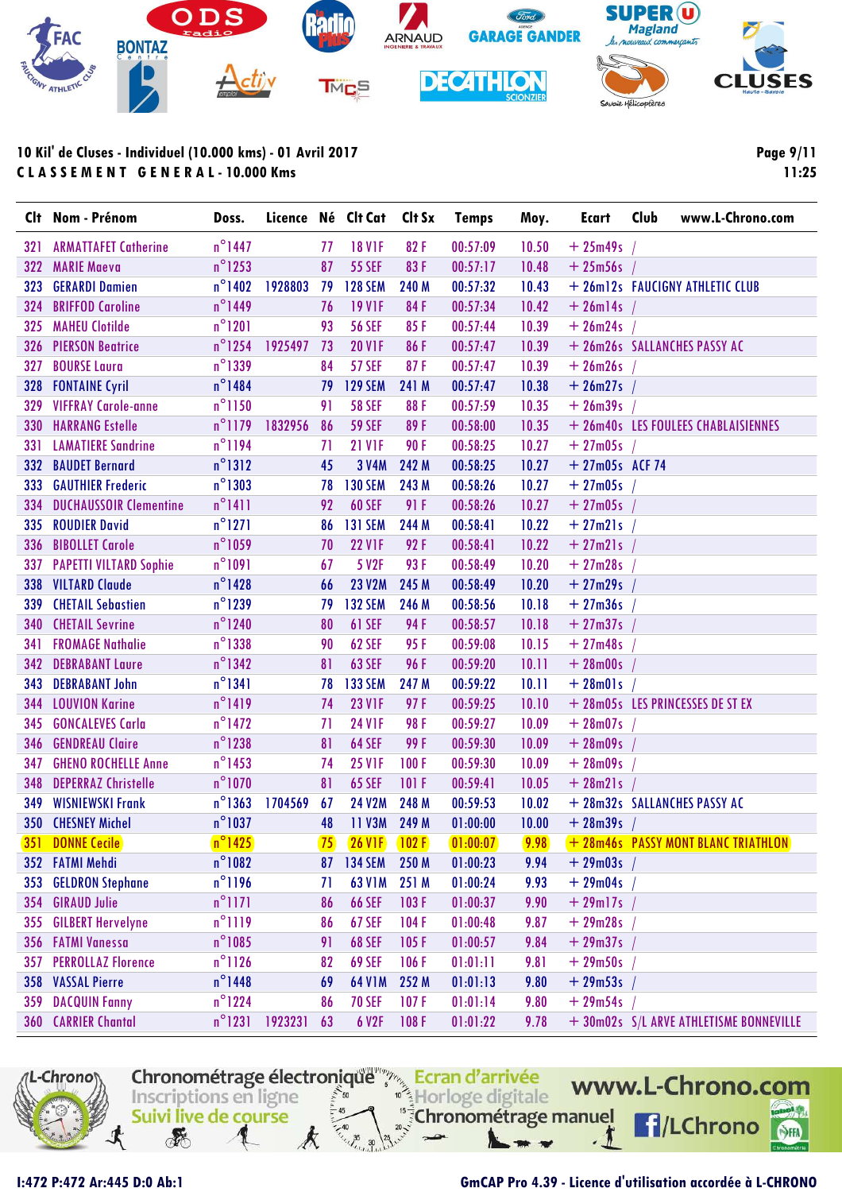10 Kil' de Cluses - Individuel (10.000 kms) - 01 Avril 2017

C L A S S E M E N T   G E N E R A L - 10.000 Kms

11:25

| Clt | Nom - Prénom | Doss. | Licence | Né | Clt Cat | Clt Sx | Temps | Moy. | Ecart | Club |
|---|---|---|---|---|---|---|---|---|---|---|
| 321 | ARMATTAFET Catherine | n°1447 | | 77 | 18 V1F | 82 F | 00:57:09 | 10.50 | + 25m49s | / |
| 322 | MARIE Maeva | n°1253 | | 87 | 55 SEF | 83 F | 00:57:17 | 10.48 | + 25m56s | / |
| 323 | GERARDI Damien | n°1402 | 1928803 | 79 | 128 SEM | 240 M | 00:57:32 | 10.43 | + 26m12s | FAUCIGNY ATHLETIC CLUB |
| 324 | BRIFFOD Caroline | n°1449 | | 76 | 19 V1F | 84 F | 00:57:34 | 10.42 | + 26m14s | / |
| 325 | MAHEU Clotilde | n°1201 | | 93 | 56 SEF | 85 F | 00:57:44 | 10.39 | + 26m24s | / |
| 326 | PIERSON Beatrice | n°1254 | 1925497 | 73 | 20 V1F | 86 F | 00:57:47 | 10.39 | + 26m26s | SALLANCHES PASSY AC |
| 327 | BOURSE Laura | n°1339 | | 84 | 57 SEF | 87 F | 00:57:47 | 10.39 | + 26m26s | / |
| 328 | FONTAINE Cyril | n°1484 | | 79 | 129 SEM | 241 M | 00:57:47 | 10.38 | + 26m27s | / |
| 329 | VIFFRAY Carole-anne | n°1150 | | 91 | 58 SEF | 88 F | 00:57:59 | 10.35 | + 26m39s | / |
| 330 | HARRANG Estelle | n°1179 | 1832956 | 86 | 59 SEF | 89 F | 00:58:00 | 10.35 | + 26m40s | LES FOULEES CHABLAISIENNES |
| 331 | LAMATIERE Sandrine | n°1194 | | 71 | 21 V1F | 90 F | 00:58:25 | 10.27 | + 27m05s | / |
| 332 | BAUDET Bernard | n°1312 | | 45 | 3 V4M | 242 M | 00:58:25 | 10.27 | + 27m05s | ACF 74 |
| 333 | GAUTHIER Frederic | n°1303 | | 78 | 130 SEM | 243 M | 00:58:26 | 10.27 | + 27m05s | / |
| 334 | DUCHAUSSOIR Clementine | n°1411 | | 92 | 60 SEF | 91 F | 00:58:26 | 10.27 | + 27m05s | / |
| 335 | ROUDIER David | n°1271 | | 86 | 131 SEM | 244 M | 00:58:41 | 10.22 | + 27m21s | / |
| 336 | BIBOLLET Carole | n°1059 | | 70 | 22 V1F | 92 F | 00:58:41 | 10.22 | + 27m21s | / |
| 337 | PAPETTI VILTARD Sophie | n°1091 | | 67 | 5 V2F | 93 F | 00:58:49 | 10.20 | + 27m28s | / |
| 338 | VILTARD Claude | n°1428 | | 66 | 23 V2M | 245 M | 00:58:49 | 10.20 | + 27m29s | / |
| 339 | CHETAIL Sebastien | n°1239 | | 79 | 132 SEM | 246 M | 00:58:56 | 10.18 | + 27m36s | / |
| 340 | CHETAIL Sevrine | n°1240 | | 80 | 61 SEF | 94 F | 00:58:57 | 10.18 | + 27m37s | / |
| 341 | FROMAGE Nathalie | n°1338 | | 90 | 62 SEF | 95 F | 00:59:08 | 10.15 | + 27m48s | / |
| 342 | DEBRABANT Laure | n°1342 | | 81 | 63 SEF | 96 F | 00:59:20 | 10.11 | + 28m00s | / |
| 343 | DEBRABANT John | n°1341 | | 78 | 133 SEM | 247 M | 00:59:22 | 10.11 | + 28m01s | / |
| 344 | LOUVION Karine | n°1419 | | 74 | 23 V1F | 97 F | 00:59:25 | 10.10 | + 28m05s | LES PRINCESSES DE ST EX |
| 345 | GONCALEVES Carla | n°1472 | | 71 | 24 V1F | 98 F | 00:59:27 | 10.09 | + 28m07s | / |
| 346 | GENDREAU Claire | n°1238 | | 81 | 64 SEF | 99 F | 00:59:30 | 10.09 | + 28m09s | / |
| 347 | GHENO ROCHELLE Anne | n°1453 | | 74 | 25 V1F | 100 F | 00:59:30 | 10.09 | + 28m09s | / |
| 348 | DEPERRAZ Christelle | n°1070 | | 81 | 65 SEF | 101 F | 00:59:41 | 10.05 | + 28m21s | / |
| 349 | WISNIEWSKI Frank | n°1363 | 1704569 | 67 | 24 V2M | 248 M | 00:59:53 | 10.02 | + 28m32s | SALLANCHES PASSY AC |
| 350 | CHESNEY Michel | n°1037 | | 48 | 11 V3M | 249 M | 01:00:00 | 10.00 | + 28m39s | / |
| 351 | DONNE Cecile | n°1425 | | 75 | 26 V1F | 102 F | 01:00:07 | 9.98 | + 28m46s | PASSY MONT BLANC TRIATHLON |
| 352 | FATMI Mehdi | n°1082 | | 87 | 134 SEM | 250 M | 01:00:23 | 9.94 | + 29m03s | / |
| 353 | GELDRON Stephane | n°1196 | | 71 | 63 V1M | 251 M | 01:00:24 | 9.93 | + 29m04s | / |
| 354 | GIRAUD Julie | n°1171 | | 86 | 66 SEF | 103 F | 01:00:37 | 9.90 | + 29m17s | / |
| 355 | GILBERT Hervelyne | n°1119 | | 86 | 67 SEF | 104 F | 01:00:48 | 9.87 | + 29m28s | / |
| 356 | FATMI Vanessa | n°1085 | | 91 | 68 SEF | 105 F | 01:00:57 | 9.84 | + 29m37s | / |
| 357 | PERROLLAZ Florence | n°1126 | | 82 | 69 SEF | 106 F | 01:01:11 | 9.81 | + 29m50s | / |
| 358 | VASSAL Pierre | n°1448 | | 69 | 64 V1M | 252 M | 01:01:13 | 9.80 | + 29m53s | / |
| 359 | DACQUIN Fanny | n°1224 | | 86 | 70 SEF | 107 F | 01:01:14 | 9.80 | + 29m54s | / |
| 360 | CARRIER Chantal | n°1231 | 1923231 | 63 | 6 V2F | 108 F | 01:01:22 | 9.78 | + 30m02s | S/L ARVE ATHLETISME BONNEVILLE |

I:472 P:472 Ar:445 D:0 Ab:1

GmCAP Pro 4.39 - Licence d'utilisation accordée à L-CHRONO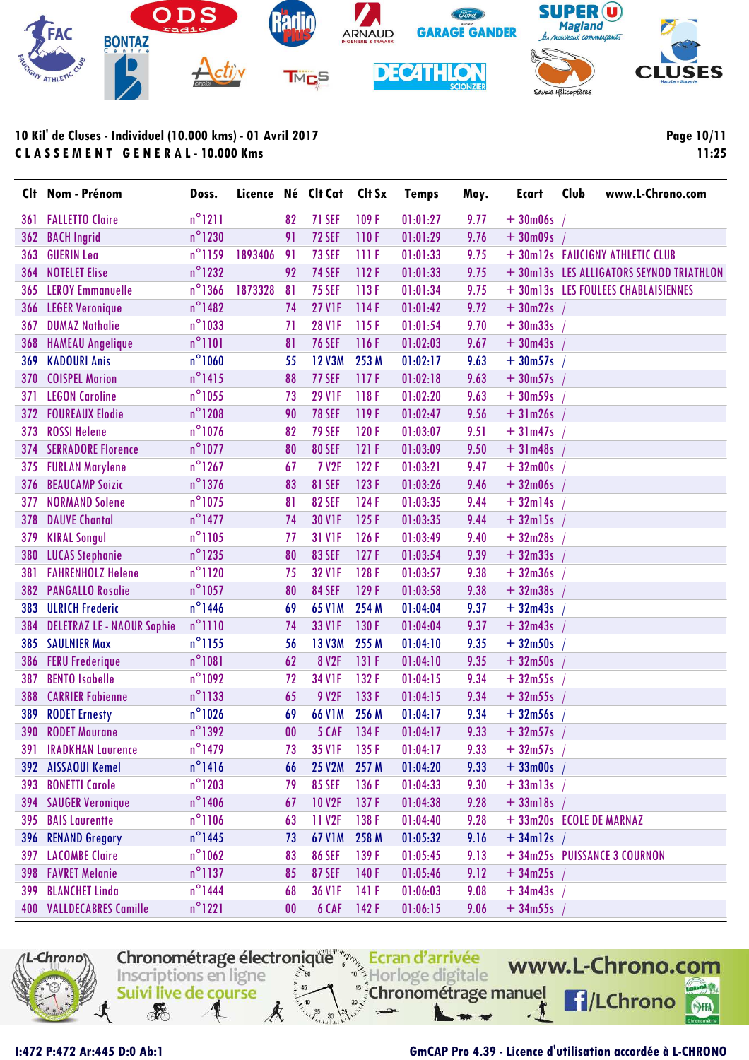10 Kil' de Cluses - Individuel (10.000 kms) - 01 Avril 2017
CLASSEMENT GENERAL - 10.000 Kms

Page 10/11
11:25

| Clt | Nom - Prénom | Doss. | Licence | Né | Clt Cat | Clt Sx | Temps | Moy. | Ecart | Club | www.L-Chrono.com |
|---|---|---|---|---|---|---|---|---|---|---|---|
| 361 | FALLETTO Claire | n°1211 | | 82 | 71 SEF | 109 F | 01:01:27 | 9.77 | + 30m06s | / | |
| 362 | BACH Ingrid | n°1230 | | 91 | 72 SEF | 110 F | 01:01:29 | 9.76 | + 30m09s | / | |
| 363 | GUERIN Lea | n°1159 | 1893406 | 91 | 73 SEF | 111 F | 01:01:33 | 9.75 | + 30m12s | FAUCIGNY ATHLETIC CLUB | |
| 364 | NOTELET Elise | n°1232 | | 92 | 74 SEF | 112 F | 01:01:33 | 9.75 | + 30m13s | LES ALLIGATORS SEYNOD TRIATHLON | |
| 365 | LEROY Emmanuelle | n°1366 | 1873328 | 81 | 75 SEF | 113 F | 01:01:34 | 9.75 | + 30m13s | LES FOULEES CHABLAISIENNES | |
| 366 | LEGER Veronique | n°1482 | | 74 | 27 V1F | 114 F | 01:01:42 | 9.72 | + 30m22s | / | |
| 367 | DUMAZ Nathalie | n°1033 | | 71 | 28 V1F | 115 F | 01:01:54 | 9.70 | + 30m33s | / | |
| 368 | HAMEAU Angelique | n°1101 | | 81 | 76 SEF | 116 F | 01:02:03 | 9.67 | + 30m43s | / | |
| 369 | KADOURI Anis | n°1060 | | 55 | 12 V3M | 253 M | 01:02:17 | 9.63 | + 30m57s | / | |
| 370 | COISPEL Marion | n°1415 | | 88 | 77 SEF | 117 F | 01:02:18 | 9.63 | + 30m57s | / | |
| 371 | LEGON Caroline | n°1055 | | 73 | 29 V1F | 118 F | 01:02:20 | 9.63 | + 30m59s | / | |
| 372 | FOUREAUX Elodie | n°1208 | | 90 | 78 SEF | 119 F | 01:02:47 | 9.56 | + 31m26s | / | |
| 373 | ROSSI Helene | n°1076 | | 82 | 79 SEF | 120 F | 01:03:07 | 9.51 | + 31m47s | / | |
| 374 | SERRADORE Florence | n°1077 | | 80 | 80 SEF | 121 F | 01:03:09 | 9.50 | + 31m48s | / | |
| 375 | FURLAN Marylene | n°1267 | | 67 | 7 V2F | 122 F | 01:03:21 | 9.47 | + 32m00s | / | |
| 376 | BEAUCAMP Soizic | n°1376 | | 83 | 81 SEF | 123 F | 01:03:26 | 9.46 | + 32m06s | / | |
| 377 | NORMAND Solene | n°1075 | | 81 | 82 SEF | 124 F | 01:03:35 | 9.44 | + 32m14s | / | |
| 378 | DAUVE Chantal | n°1477 | | 74 | 30 V1F | 125 F | 01:03:35 | 9.44 | + 32m15s | / | |
| 379 | KIRAL Songul | n°1105 | | 77 | 31 V1F | 126 F | 01:03:49 | 9.40 | + 32m28s | / | |
| 380 | LUCAS Stephanie | n°1235 | | 80 | 83 SEF | 127 F | 01:03:54 | 9.39 | + 32m33s | / | |
| 381 | FAHRENHOLZ Helene | n°1120 | | 75 | 32 V1F | 128 F | 01:03:57 | 9.38 | + 32m36s | / | |
| 382 | PANGALLO Rosalie | n°1057 | | 80 | 84 SEF | 129 F | 01:03:58 | 9.38 | + 32m38s | / | |
| 383 | ULRICH Frederic | n°1446 | | 69 | 65 V1M | 254 M | 01:04:04 | 9.37 | + 32m43s | / | |
| 384 | DELETRAZ LE - NAOUR Sophie | n°1110 | | 74 | 33 V1F | 130 F | 01:04:04 | 9.37 | + 32m43s | / | |
| 385 | SAULNIER Max | n°1155 | | 56 | 13 V3M | 255 M | 01:04:10 | 9.35 | + 32m50s | / | |
| 386 | FERU Frederique | n°1081 | | 62 | 8 V2F | 131 F | 01:04:10 | 9.35 | + 32m50s | / | |
| 387 | BENTO Isabelle | n°1092 | | 72 | 34 V1F | 132 F | 01:04:15 | 9.34 | + 32m55s | / | |
| 388 | CARRIER Fabienne | n°1133 | | 65 | 9 V2F | 133 F | 01:04:15 | 9.34 | + 32m55s | / | |
| 389 | RODET Ernesty | n°1026 | | 69 | 66 V1M | 256 M | 01:04:17 | 9.34 | + 32m56s | / | |
| 390 | RODET Maurane | n°1392 | | 00 | 5 CAF | 134 F | 01:04:17 | 9.33 | + 32m57s | / | |
| 391 | IRADKHAN Laurence | n°1479 | | 73 | 35 V1F | 135 F | 01:04:17 | 9.33 | + 32m57s | / | |
| 392 | AISSAOUI Kemel | n°1416 | | 66 | 25 V2M | 257 M | 01:04:20 | 9.33 | + 33m00s | / | |
| 393 | BONETTI Carole | n°1203 | | 79 | 85 SEF | 136 F | 01:04:33 | 9.30 | + 33m13s | / | |
| 394 | SAUGER Veronique | n°1406 | | 67 | 10 V2F | 137 F | 01:04:38 | 9.28 | + 33m18s | / | |
| 395 | BAIS Laurentte | n°1106 | | 63 | 11 V2F | 138 F | 01:04:40 | 9.28 | + 33m20s | ECOLE DE MARNAZ | |
| 396 | RENAND Gregory | n°1445 | | 73 | 67 V1M | 258 M | 01:05:32 | 9.16 | + 34m12s | / | |
| 397 | LACOMBE Claire | n°1062 | | 83 | 86 SEF | 139 F | 01:05:45 | 9.13 | + 34m25s | PUISSANCE 3 COURNON | |
| 398 | FAVRET Melanie | n°1137 | | 85 | 87 SEF | 140 F | 01:05:46 | 9.12 | + 34m25s | / | |
| 399 | BLANCHET Linda | n°1444 | | 68 | 36 V1F | 141 F | 01:06:03 | 9.08 | + 34m43s | / | |
| 400 | VALLDECABRES Camille | n°1221 | | 00 | 6 CAF | 142 F | 01:06:15 | 9.06 | + 34m55s | / | |

I:472 P:472 Ar:445 D:0 Ab:1

GmCAP Pro 4.39 - Licence d'utilisation accordée à L-CHRONO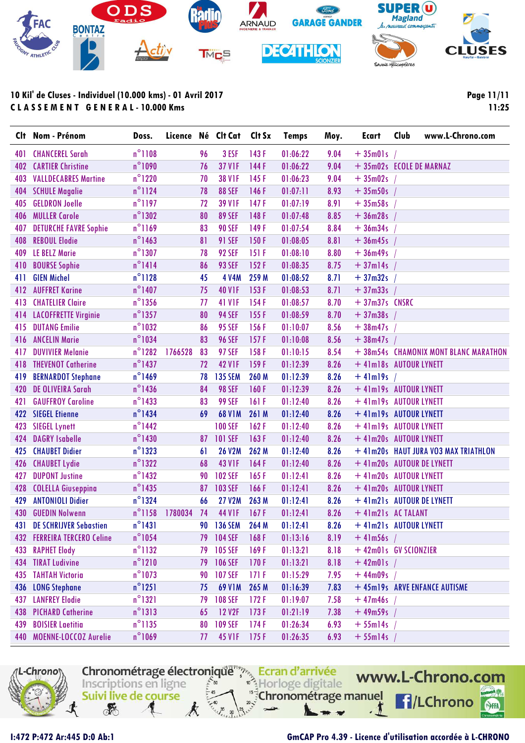10 Kil' de Cluses - Individuel (10.000 kms) - 01 Avril 2017

CLASSEMENT GENERAL - 10.000 Kms

11:25

| Clt | Nom - Prénom | Doss. | Licence | Né | Clt Cat | Clt Sx | Temps | Moy. | Ecart | Club | www.L-Chrono.com |
|---|---|---|---|---|---|---|---|---|---|---|---|
| 401 | CHANCEREL Sarah | n°1108 | | 96 | 3 ESF | 143 F | 01:06:22 | 9.04 | + 35m01s | / | |
| 402 | CARTIER Christine | n°1090 | | 76 | 37 V1F | 144 F | 01:06:22 | 9.04 | + 35m02s | ECOLE DE MARNAZ | |
| 403 | VALLDECABRES Martine | n°1220 | | 70 | 38 V1F | 145 F | 01:06:23 | 9.04 | + 35m02s | / | |
| 404 | SCHULE Magalie | n°1124 | | 78 | 88 SEF | 146 F | 01:07:11 | 8.93 | + 35m50s | / | |
| 405 | GELDRON Joelle | n°1197 | | 72 | 39 V1F | 147 F | 01:07:19 | 8.91 | + 35m58s | / | |
| 406 | MULLER Carole | n°1302 | | 80 | 89 SEF | 148 F | 01:07:48 | 8.85 | + 36m28s | / | |
| 407 | DETURCHE FAVRE Sophie | n°1169 | | 83 | 90 SEF | 149 F | 01:07:54 | 8.84 | + 36m34s | / | |
| 408 | REBOUL Elodie | n°1463 | | 81 | 91 SEF | 150 F | 01:08:05 | 8.81 | + 36m45s | / | |
| 409 | LE BELZ Marie | n°1307 | | 78 | 92 SEF | 151 F | 01:08:10 | 8.80 | + 36m49s | / | |
| 410 | BOURSE Sophie | n°1414 | | 86 | 93 SEF | 152 F | 01:08:35 | 8.75 | + 37m14s | / | |
| 411 | GIEN Michel | n°1128 | | 45 | 4 V4M | 259 M | 01:08:52 | 8.71 | + 37m32s | / | |
| 412 | AUFFRET Karine | n°1407 | | 75 | 40 V1F | 153 F | 01:08:53 | 8.71 | + 37m33s | / | |
| 413 | CHATELIER Claire | n°1356 | | 77 | 41 V1F | 154 F | 01:08:57 | 8.70 | + 37m37s | CNSRC | |
| 414 | LACOFFRETTE Virginie | n°1357 | | 80 | 94 SEF | 155 F | 01:08:59 | 8.70 | + 37m38s | / | |
| 415 | DUTANG Emilie | n°1032 | | 86 | 95 SEF | 156 F | 01:10:07 | 8.56 | + 38m47s | / | |
| 416 | ANCELIN Marie | n°1034 | | 83 | 96 SEF | 157 F | 01:10:08 | 8.56 | + 38m47s | / | |
| 417 | DUVIVIER Melanie | n°1282 | 1766528 | 83 | 97 SEF | 158 F | 01:10:15 | 8.54 | + 38m54s | CHAMONIX MONT BLANC MARATHON | |
| 418 | THEVENOT Catherine | n°1437 | | 72 | 42 V1F | 159 F | 01:12:39 | 8.26 | + 41m18s | AUTOUR LYNETT | |
| 419 | BERNARDOT Stephane | n°1469 | | 78 | 135 SEM | 260 M | 01:12:39 | 8.26 | + 41m19s | / | |
| 420 | DE OLIVEIRA Sarah | n°1436 | | 84 | 98 SEF | 160 F | 01:12:39 | 8.26 | + 41m19s | AUTOUR LYNETT | |
| 421 | GAUFFROY Caroline | n°1433 | | 83 | 99 SEF | 161 F | 01:12:40 | 8.26 | + 41m19s | AUTOUR LYNETT | |
| 422 | SIEGEL Etienne | n°1434 | | 69 | 68 V1M | 261 M | 01:12:40 | 8.26 | + 41m19s | AUTOUR LYNETT | |
| 423 | SIEGEL Lynett | n°1442 | | | 100 SEF | 162 F | 01:12:40 | 8.26 | + 41m19s | AUTOUR LYNETT | |
| 424 | DAGRY Isabelle | n°1430 | | 87 | 101 SEF | 163 F | 01:12:40 | 8.26 | + 41m20s | AUTOUR LYNETT | |
| 425 | CHAUBET Didier | n°1323 | | 61 | 26 V2M | 262 M | 01:12:40 | 8.26 | + 41m20s | HAUT JURA VO3 MAX TRIATHLON | |
| 426 | CHAUBET Lydie | n°1322 | | 68 | 43 V1F | 164 F | 01:12:40 | 8.26 | + 41m20s | AUTOUR DE LYNETT | |
| 427 | DUPONT Justine | n°1432 | | 90 | 102 SEF | 165 F | 01:12:41 | 8.26 | + 41m20s | AUTOUR LYNETT | |
| 428 | COLELLA Giuseppina | n°1435 | | 87 | 103 SEF | 166 F | 01:12:41 | 8.26 | + 41m20s | AUTOUR LYNETT | |
| 429 | ANTONIOLI Didier | n°1324 | | 66 | 27 V2M | 263 M | 01:12:41 | 8.26 | + 41m21s | AUTOUR DE LYNETT | |
| 430 | GUEDIN Nolwenn | n°1158 | 1780034 | 74 | 44 V1F | 167 F | 01:12:41 | 8.26 | + 41m21s | AC TALANT | |
| 431 | DE SCHRIJVER Sebastien | n°1431 | | 90 | 136 SEM | 264 M | 01:12:41 | 8.26 | + 41m21s | AUTOUR LYNETT | |
| 432 | FERREIRA TERCERO Celine | n°1054 | | 79 | 104 SEF | 168 F | 01:13:16 | 8.19 | + 41m56s | / | |
| 433 | RAPHET Elody | n°1132 | | 79 | 105 SEF | 169 F | 01:13:21 | 8.18 | + 42m01s | GV SCIONZIER | |
| 434 | TIRAT Ludivine | n°1210 | | 79 | 106 SEF | 170 F | 01:13:21 | 8.18 | + 42m01s | / | |
| 435 | TAHTAH Victoria | n°1073 | | 90 | 107 SEF | 171 F | 01:15:29 | 7.95 | + 44m09s | / | |
| 436 | LONG Stephane | n°1251 | | 75 | 69 V1M | 265 M | 01:16:39 | 7.83 | + 45m19s | ARVE ENFANCE AUTISME | |
| 437 | LANFREY Elodie | n°1321 | | 79 | 108 SEF | 172 F | 01:19:07 | 7.58 | + 47m46s | / | |
| 438 | PICHARD Catherine | n°1313 | | 65 | 12 V2F | 173 F | 01:21:19 | 7.38 | + 49m59s | / | |
| 439 | BOISIER Laetitia | n°1135 | | 80 | 109 SEF | 174 F | 01:26:34 | 6.93 | + 55m14s | / | |
| 440 | MOENNE-LOCCOZ Aurelie | n°1069 | | 77 | 45 V1F | 175 F | 01:26:35 | 6.93 | + 55m14s | / | |

I:472 P:472 Ar:445 D:0 Ab:1

GmCAP Pro 4.39 - Licence d'utilisation accordée à L-CHRONO